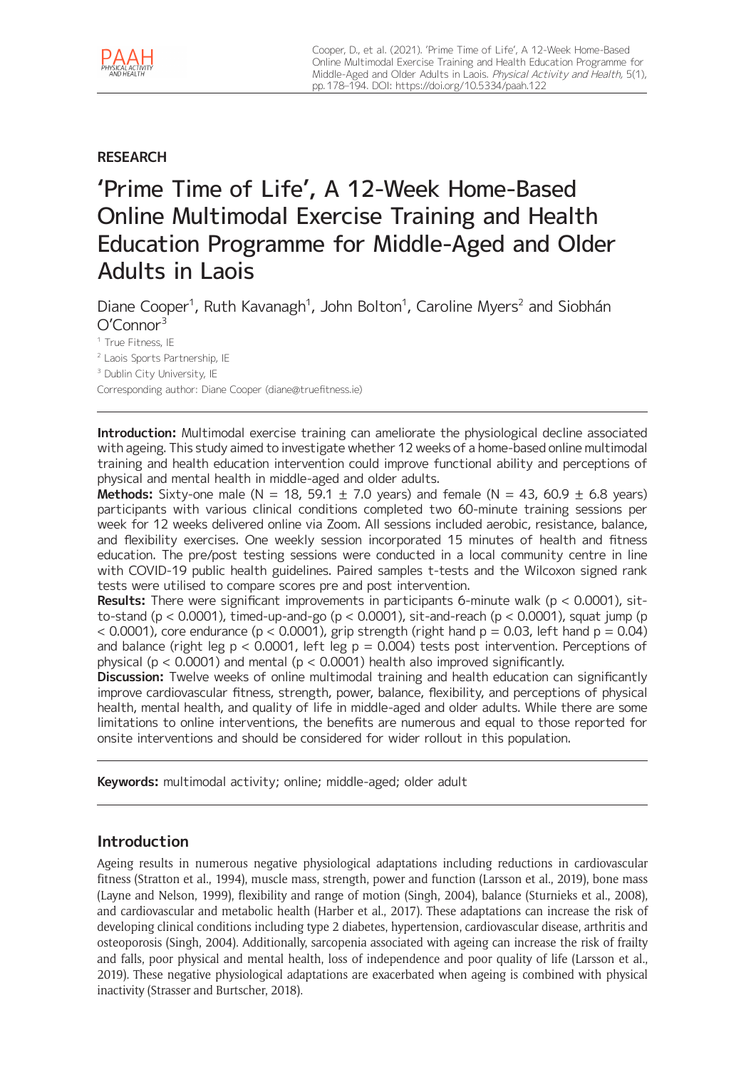RESEARCH

# 'Prime Time of Life', A 12-Week Home-Based Online Multimodal Exercise Training and Health Education Programme for Middle-Aged and Older Adults in Laois

Diane Cooper[1], Ruth Kavanagh[1], John Bolton[1], Caroline Myers[2] and Siobhán O'Connor[3]

[1] True Fitness, IE

[2] Laois Sports Partnership, IE

[3] Dublin City University, IE

Corresponding author: Diane Cooper (diane@truefitness.ie)

**Introduction:** Multimodal exercise training can ameliorate the physiological decline associated with ageing. This study aimed to investigate whether 12 weeks of a home-based online multimodal training and health education intervention could improve functional ability and perceptions of physical and mental health in middle-aged and older adults.

**Methods:** Sixty-one male (N = 18, 59.1 ± 7.0 years) and female (N = 43, 60.9 ± 6.8 years) participants with various clinical conditions completed two 60-minute training sessions per week for 12 weeks delivered online via Zoom. All sessions included aerobic, resistance, balance, and flexibility exercises. One weekly session incorporated 15 minutes of health and fitness education. The pre/post testing sessions were conducted in a local community centre in line with COVID-19 public health guidelines. Paired samples t-tests and the Wilcoxon signed rank tests were utilised to compare scores pre and post intervention.

**Results:** There were significant improvements in participants 6-minute walk ($p < 0.0001$), sit-to-stand ($p < 0.0001$), timed-up-and-go ($p < 0.0001$), sit-and-reach ($p < 0.0001$), squat jump ($p < 0.0001$), core endurance ($p < 0.0001$), grip strength (right hand $p = 0.03$, left hand $p = 0.04$) and balance (right leg $p < 0.0001$, left leg $p = 0.004$) tests post intervention. Perceptions of physical ($p < 0.0001$) and mental ($p < 0.0001$) health also improved significantly.

**Discussion:** Twelve weeks of online multimodal training and health education can significantly improve cardiovascular fitness, strength, power, balance, flexibility, and perceptions of physical health, mental health, and quality of life in middle-aged and older adults. While there are some limitations to online interventions, the benefits are numerous and equal to those reported for onsite interventions and should be considered for wider rollout in this population.

**Keywords:** multimodal activity; online; middle-aged; older adult

## Introduction

Ageing results in numerous negative physiological adaptations including reductions in cardiovascular fitness (Stratton et al., 1994), muscle mass, strength, power and function (Larsson et al., 2019), bone mass (Layne and Nelson, 1999), flexibility and range of motion (Singh, 2004), balance (Sturnieks et al., 2008), and cardiovascular and metabolic health (Harber et al., 2017). These adaptations can increase the risk of developing clinical conditions including type 2 diabetes, hypertension, cardiovascular disease, arthritis and osteoporosis (Singh, 2004). Additionally, sarcopenia associated with ageing can increase the risk of frailty and falls, poor physical and mental health, loss of independence and poor quality of life (Larsson et al., 2019). These negative physiological adaptations are exacerbated when ageing is combined with physical inactivity (Strasser and Burtscher, 2018).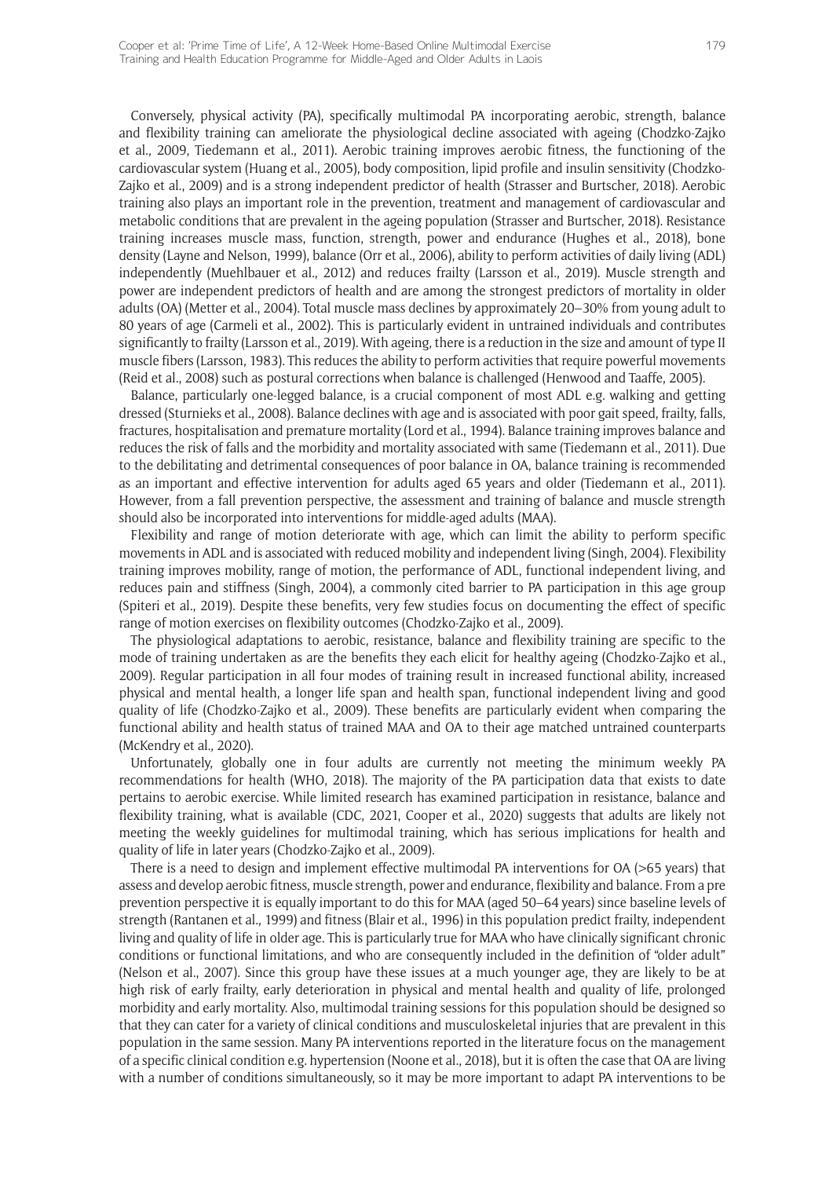Conversely, physical activity (PA), specifically multimodal PA incorporating aerobic, strength, balance and flexibility training can ameliorate the physiological decline associated with ageing (Chodzko-Zajko et al., 2009, Tiedemann et al., 2011). Aerobic training improves aerobic fitness, the functioning of the cardiovascular system (Huang et al., 2005), body composition, lipid profile and insulin sensitivity (Chodzko-Zajko et al., 2009) and is a strong independent predictor of health (Strasser and Burtscher, 2018). Aerobic training also plays an important role in the prevention, treatment and management of cardiovascular and metabolic conditions that are prevalent in the ageing population (Strasser and Burtscher, 2018). Resistance training increases muscle mass, function, strength, power and endurance (Hughes et al., 2018), bone density (Layne and Nelson, 1999), balance (Orr et al., 2006), ability to perform activities of daily living (ADL) independently (Muehlbauer et al., 2012) and reduces frailty (Larsson et al., 2019). Muscle strength and power are independent predictors of health and are among the strongest predictors of mortality in older adults (OA) (Metter et al., 2004). Total muscle mass declines by approximately 20–30% from young adult to 80 years of age (Carmeli et al., 2002). This is particularly evident in untrained individuals and contributes significantly to frailty (Larsson et al., 2019). With ageing, there is a reduction in the size and amount of type II muscle fibers (Larsson, 1983). This reduces the ability to perform activities that require powerful movements (Reid et al., 2008) such as postural corrections when balance is challenged (Henwood and Taaffe, 2005).

Balance, particularly one-legged balance, is a crucial component of most ADL e.g. walking and getting dressed (Sturnieks et al., 2008). Balance declines with age and is associated with poor gait speed, frailty, falls, fractures, hospitalisation and premature mortality (Lord et al., 1994). Balance training improves balance and reduces the risk of falls and the morbidity and mortality associated with same (Tiedemann et al., 2011). Due to the debilitating and detrimental consequences of poor balance in OA, balance training is recommended as an important and effective intervention for adults aged 65 years and older (Tiedemann et al., 2011). However, from a fall prevention perspective, the assessment and training of balance and muscle strength should also be incorporated into interventions for middle-aged adults (MAA).

Flexibility and range of motion deteriorate with age, which can limit the ability to perform specific movements in ADL and is associated with reduced mobility and independent living (Singh, 2004). Flexibility training improves mobility, range of motion, the performance of ADL, functional independent living, and reduces pain and stiffness (Singh, 2004), a commonly cited barrier to PA participation in this age group (Spiteri et al., 2019). Despite these benefits, very few studies focus on documenting the effect of specific range of motion exercises on flexibility outcomes (Chodzko-Zajko et al., 2009).

The physiological adaptations to aerobic, resistance, balance and flexibility training are specific to the mode of training undertaken as are the benefits they each elicit for healthy ageing (Chodzko-Zajko et al., 2009). Regular participation in all four modes of training result in increased functional ability, increased physical and mental health, a longer life span and health span, functional independent living and good quality of life (Chodzko-Zajko et al., 2009). These benefits are particularly evident when comparing the functional ability and health status of trained MAA and OA to their age matched untrained counterparts (McKendry et al., 2020).

Unfortunately, globally one in four adults are currently not meeting the minimum weekly PA recommendations for health (WHO, 2018). The majority of the PA participation data that exists to date pertains to aerobic exercise. While limited research has examined participation in resistance, balance and flexibility training, what is available (CDC, 2021, Cooper et al., 2020) suggests that adults are likely not meeting the weekly guidelines for multimodal training, which has serious implications for health and quality of life in later years (Chodzko-Zajko et al., 2009).

There is a need to design and implement effective multimodal PA interventions for OA (>65 years) that assess and develop aerobic fitness, muscle strength, power and endurance, flexibility and balance. From a pre prevention perspective it is equally important to do this for MAA (aged 50–64 years) since baseline levels of strength (Rantanen et al., 1999) and fitness (Blair et al., 1996) in this population predict frailty, independent living and quality of life in older age. This is particularly true for MAA who have clinically significant chronic conditions or functional limitations, and who are consequently included in the definition of "older adult" (Nelson et al., 2007). Since this group have these issues at a much younger age, they are likely to be at high risk of early frailty, early deterioration in physical and mental health and quality of life, prolonged morbidity and early mortality. Also, multimodal training sessions for this population should be designed so that they can cater for a variety of clinical conditions and musculoskeletal injuries that are prevalent in this population in the same session. Many PA interventions reported in the literature focus on the management of a specific clinical condition e.g. hypertension (Noone et al., 2018), but it is often the case that OA are living with a number of conditions simultaneously, so it may be more important to adapt PA interventions to be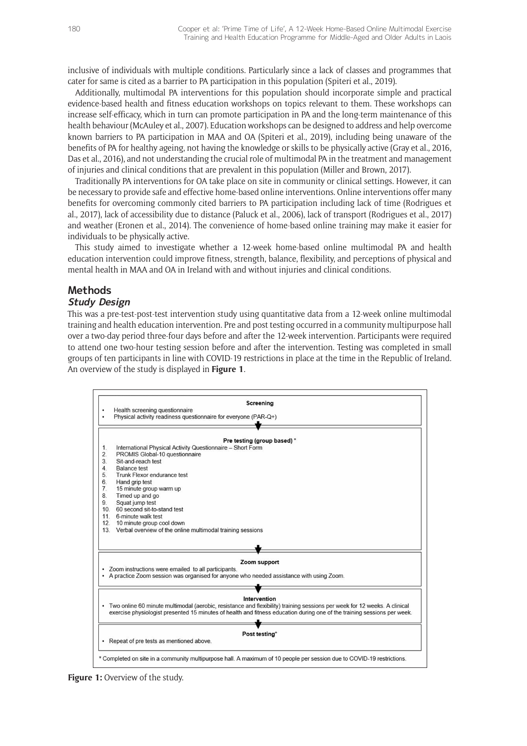inclusive of individuals with multiple conditions. Particularly since a lack of classes and programmes that cater for same is cited as a barrier to PA participation in this population (Spiteri et al., 2019).

Additionally, multimodal PA interventions for this population should incorporate simple and practical evidence-based health and fitness education workshops on topics relevant to them. These workshops can increase self-efficacy, which in turn can promote participation in PA and the long-term maintenance of this health behaviour (McAuley et al., 2007). Education workshops can be designed to address and help overcome known barriers to PA participation in MAA and OA (Spiteri et al., 2019), including being unaware of the benefits of PA for healthy ageing, not having the knowledge or skills to be physically active (Gray et al., 2016, Das et al., 2016), and not understanding the crucial role of multimodal PA in the treatment and management of injuries and clinical conditions that are prevalent in this population (Miller and Brown, 2017).

Traditionally PA interventions for OA take place on site in community or clinical settings. However, it can be necessary to provide safe and effective home-based online interventions. Online interventions offer many benefits for overcoming commonly cited barriers to PA participation including lack of time (Rodrigues et al., 2017), lack of accessibility due to distance (Paluck et al., 2006), lack of transport (Rodrigues et al., 2017) and weather (Eronen et al., 2014). The convenience of home-based online training may make it easier for individuals to be physically active.

This study aimed to investigate whether a 12-week home-based online multimodal PA and health education intervention could improve fitness, strength, balance, flexibility, and perceptions of physical and mental health in MAA and OA in Ireland with and without injuries and clinical conditions.

## Methods

### Study Design

This was a pre-test-post-test intervention study using quantitative data from a 12-week online multimodal training and health education intervention. Pre and post testing occurred in a community multipurpose hall over a two-day period three-four days before and after the 12-week intervention. Participants were required to attend one two-hour testing session before and after the intervention. Testing was completed in small groups of ten participants in line with COVID-19 restrictions in place at the time in the Republic of Ireland. An overview of the study is displayed in **Figure 1**.

**Screening**

- Health screening questionnaire
- Physical activity readiness questionnaire for everyone (PAR-Q+)

**Pre testing (group based)** *

1. International Physical Activity Questionnaire – Short Form
2. PROMIS Global-10 questionnaire
3. Sit-and-reach test
4. Balance test
5. Trunk Flexor endurance test
6. Hand grip test
7. 15 minute group warm up
8. Timed up and go
9. Squat jump test
10. 60 second sit-to-stand test
11. 6-minute walk test
12. 10 minute group cool down
13. Verbal overview of the online multimodal training sessions

**Zoom support**

- Zoom instructions were emailed to all participants.
- A practice Zoom session was organised for anyone who needed assistance with using Zoom.

**Intervention**

- Two online 60 minute multimodal (aerobic, resistance and flexibility) training sessions per week for 12 weeks. A clinical exercise physiologist presented 15 minutes of health and fitness education during one of the training sessions per week.

**Post testing***

- Repeat of pre tests as mentioned above.

* Completed on site in a community multipurpose hall. A maximum of 10 people per session due to COVID-19 restrictions.

**Figure 1:** Overview of the study.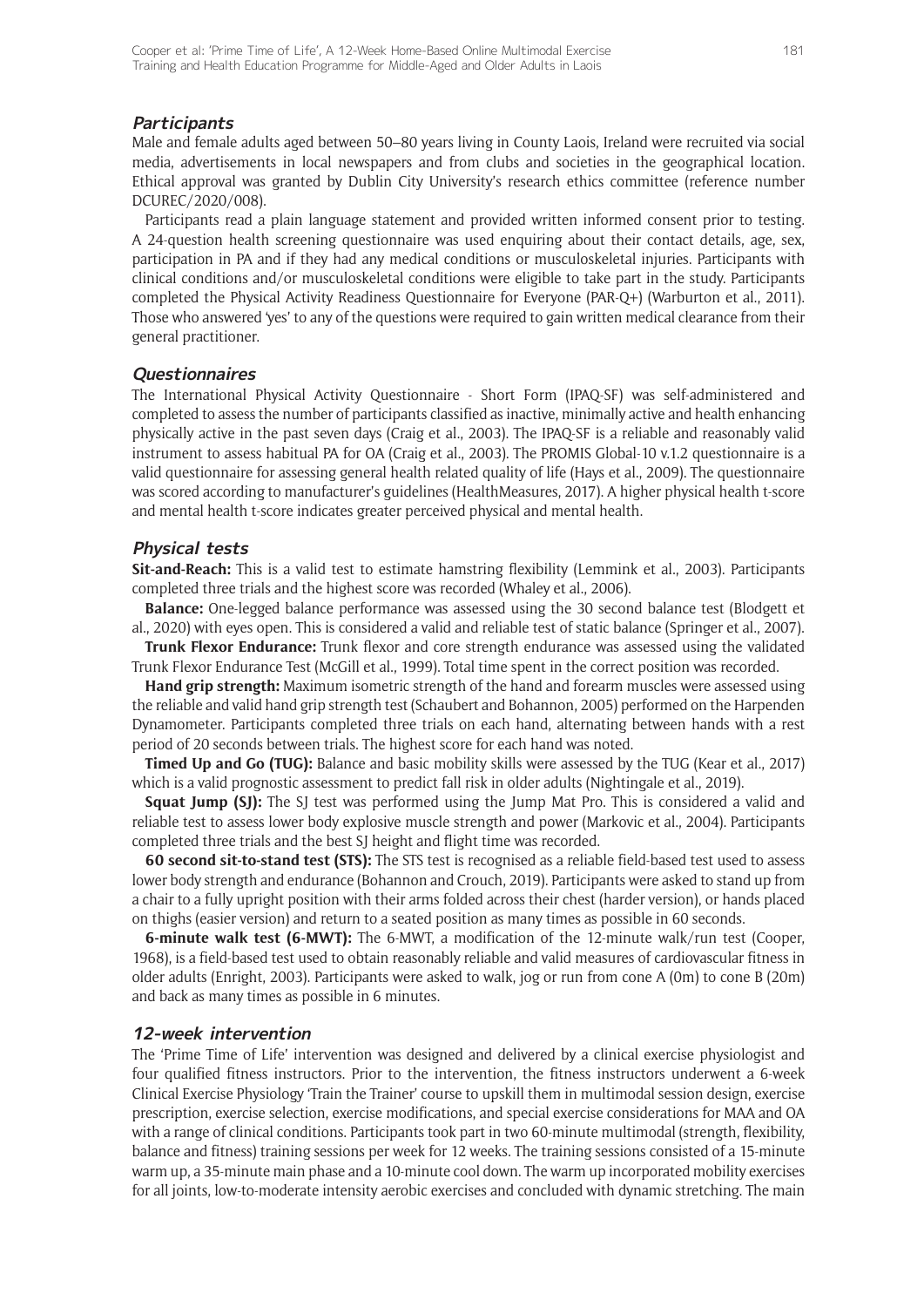### *Participants*

Male and female adults aged between 50–80 years living in County Laois, Ireland were recruited via social media, advertisements in local newspapers and from clubs and societies in the geographical location. Ethical approval was granted by Dublin City University's research ethics committee (reference number DCUREC/2020/008).

Participants read a plain language statement and provided written informed consent prior to testing. A 24-question health screening questionnaire was used enquiring about their contact details, age, sex, participation in PA and if they had any medical conditions or musculoskeletal injuries. Participants with clinical conditions and/or musculoskeletal conditions were eligible to take part in the study. Participants completed the Physical Activity Readiness Questionnaire for Everyone (PAR-Q+) (Warburton et al., 2011). Those who answered 'yes' to any of the questions were required to gain written medical clearance from their general practitioner.

### *Questionnaires*

The International Physical Activity Questionnaire - Short Form (IPAQ-SF) was self-administered and completed to assess the number of participants classified as inactive, minimally active and health enhancing physically active in the past seven days (Craig et al., 2003). The IPAQ-SF is a reliable and reasonably valid instrument to assess habitual PA for OA (Craig et al., 2003). The PROMIS Global-10 v.1.2 questionnaire is a valid questionnaire for assessing general health related quality of life (Hays et al., 2009). The questionnaire was scored according to manufacturer's guidelines (HealthMeasures, 2017). A higher physical health t-score and mental health t-score indicates greater perceived physical and mental health.

### *Physical tests*

**Sit-and-Reach:** This is a valid test to estimate hamstring flexibility (Lemmink et al., 2003). Participants completed three trials and the highest score was recorded (Whaley et al., 2006).

**Balance:** One-legged balance performance was assessed using the 30 second balance test (Blodgett et al., 2020) with eyes open. This is considered a valid and reliable test of static balance (Springer et al., 2007).

**Trunk Flexor Endurance:** Trunk flexor and core strength endurance was assessed using the validated Trunk Flexor Endurance Test (McGill et al., 1999). Total time spent in the correct position was recorded.

**Hand grip strength:** Maximum isometric strength of the hand and forearm muscles were assessed using the reliable and valid hand grip strength test (Schaubert and Bohannon, 2005) performed on the Harpenden Dynamometer. Participants completed three trials on each hand, alternating between hands with a rest period of 20 seconds between trials. The highest score for each hand was noted.

**Timed Up and Go (TUG):** Balance and basic mobility skills were assessed by the TUG (Kear et al., 2017) which is a valid prognostic assessment to predict fall risk in older adults (Nightingale et al., 2019).

**Squat Jump (SJ):** The SJ test was performed using the Jump Mat Pro. This is considered a valid and reliable test to assess lower body explosive muscle strength and power (Markovic et al., 2004). Participants completed three trials and the best SJ height and flight time was recorded.

**60 second sit-to-stand test (STS):** The STS test is recognised as a reliable field-based test used to assess lower body strength and endurance (Bohannon and Crouch, 2019). Participants were asked to stand up from a chair to a fully upright position with their arms folded across their chest (harder version), or hands placed on thighs (easier version) and return to a seated position as many times as possible in 60 seconds.

**6-minute walk test (6-MWT):** The 6-MWT, a modification of the 12-minute walk/run test (Cooper, 1968), is a field-based test used to obtain reasonably reliable and valid measures of cardiovascular fitness in older adults (Enright, 2003). Participants were asked to walk, jog or run from cone A (0m) to cone B (20m) and back as many times as possible in 6 minutes.

### *12-week intervention*

The 'Prime Time of Life' intervention was designed and delivered by a clinical exercise physiologist and four qualified fitness instructors. Prior to the intervention, the fitness instructors underwent a 6-week Clinical Exercise Physiology 'Train the Trainer' course to upskill them in multimodal session design, exercise prescription, exercise selection, exercise modifications, and special exercise considerations for MAA and OA with a range of clinical conditions. Participants took part in two 60-minute multimodal (strength, flexibility, balance and fitness) training sessions per week for 12 weeks. The training sessions consisted of a 15-minute warm up, a 35-minute main phase and a 10-minute cool down. The warm up incorporated mobility exercises for all joints, low-to-moderate intensity aerobic exercises and concluded with dynamic stretching. The main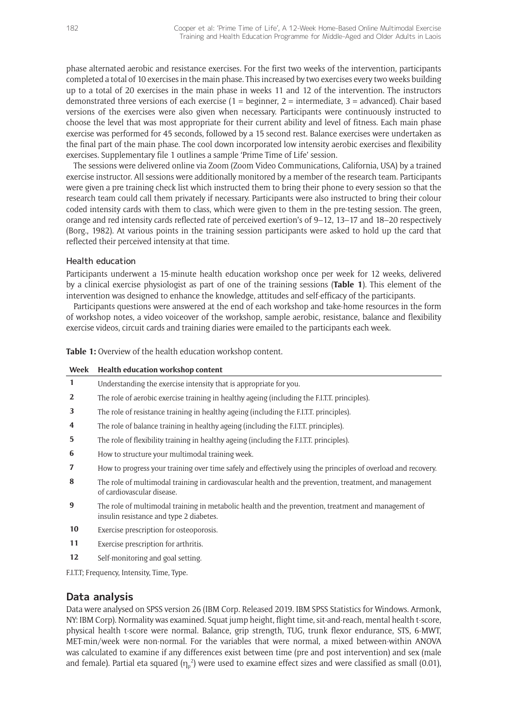phase alternated aerobic and resistance exercises. For the first two weeks of the intervention, participants completed a total of 10 exercises in the main phase. This increased by two exercises every two weeks building up to a total of 20 exercises in the main phase in weeks 11 and 12 of the intervention. The instructors demonstrated three versions of each exercise (1 = beginner, 2 = intermediate, 3 = advanced). Chair based versions of the exercises were also given when necessary. Participants were continuously instructed to choose the level that was most appropriate for their current ability and level of fitness. Each main phase exercise was performed for 45 seconds, followed by a 15 second rest. Balance exercises were undertaken as the final part of the main phase. The cool down incorporated low intensity aerobic exercises and flexibility exercises. Supplementary file 1 outlines a sample 'Prime Time of Life' session.

The sessions were delivered online via Zoom (Zoom Video Communications, California, USA) by a trained exercise instructor. All sessions were additionally monitored by a member of the research team. Participants were given a pre training check list which instructed them to bring their phone to every session so that the research team could call them privately if necessary. Participants were also instructed to bring their colour coded intensity cards with them to class, which were given to them in the pre-testing session. The green, orange and red intensity cards reflected rate of perceived exertion's of 9–12, 13–17 and 18–20 respectively (Borg., 1982). At various points in the training session participants were asked to hold up the card that reflected their perceived intensity at that time.

### Health education

Participants underwent a 15-minute health education workshop once per week for 12 weeks, delivered by a clinical exercise physiologist as part of one of the training sessions (**Table 1**). This element of the intervention was designed to enhance the knowledge, attitudes and self-efficacy of the participants.

Participants questions were answered at the end of each workshop and take-home resources in the form of workshop notes, a video voiceover of the workshop, sample aerobic, resistance, balance and flexibility exercise videos, circuit cards and training diaries were emailed to the participants each week.

**Table 1:** Overview of the health education workshop content.

| Week | Health education workshop content |
|---|---|
| 1 | Understanding the exercise intensity that is appropriate for you. |
| 2 | The role of aerobic exercise training in healthy ageing (including the F.I.T.T. principles). |
| 3 | The role of resistance training in healthy ageing (including the F.I.T.T. principles). |
| 4 | The role of balance training in healthy ageing (including the F.I.T.T. principles). |
| 5 | The role of flexibility training in healthy ageing (including the F.I.T.T. principles). |
| 6 | How to structure your multimodal training week. |
| 7 | How to progress your training over time safely and effectively using the principles of overload and recovery. |
| 8 | The role of multimodal training in cardiovascular health and the prevention, treatment, and management of cardiovascular disease. |
| 9 | The role of multimodal training in metabolic health and the prevention, treatment and management of insulin resistance and type 2 diabetes. |
| 10 | Exercise prescription for osteoporosis. |
| 11 | Exercise prescription for arthritis. |
| 12 | Self-monitoring and goal setting. |

F.I.T.T; Frequency, Intensity, Time, Type.

## Data analysis

Data were analysed on SPSS version 26 (IBM Corp. Released 2019. IBM SPSS Statistics for Windows. Armonk, NY: IBM Corp). Normality was examined. Squat jump height, flight time, sit-and-reach, mental health t-score, physical health t-score were normal. Balance, grip strength, TUG, trunk flexor endurance, STS, 6-MWT, MET-min/week were non-normal. For the variables that were normal, a mixed between-within ANOVA was calculated to examine if any differences exist between time (pre and post intervention) and sex (male and female). Partial eta squared ($\eta_p^2$) were used to examine effect sizes and were classified as small (0.01),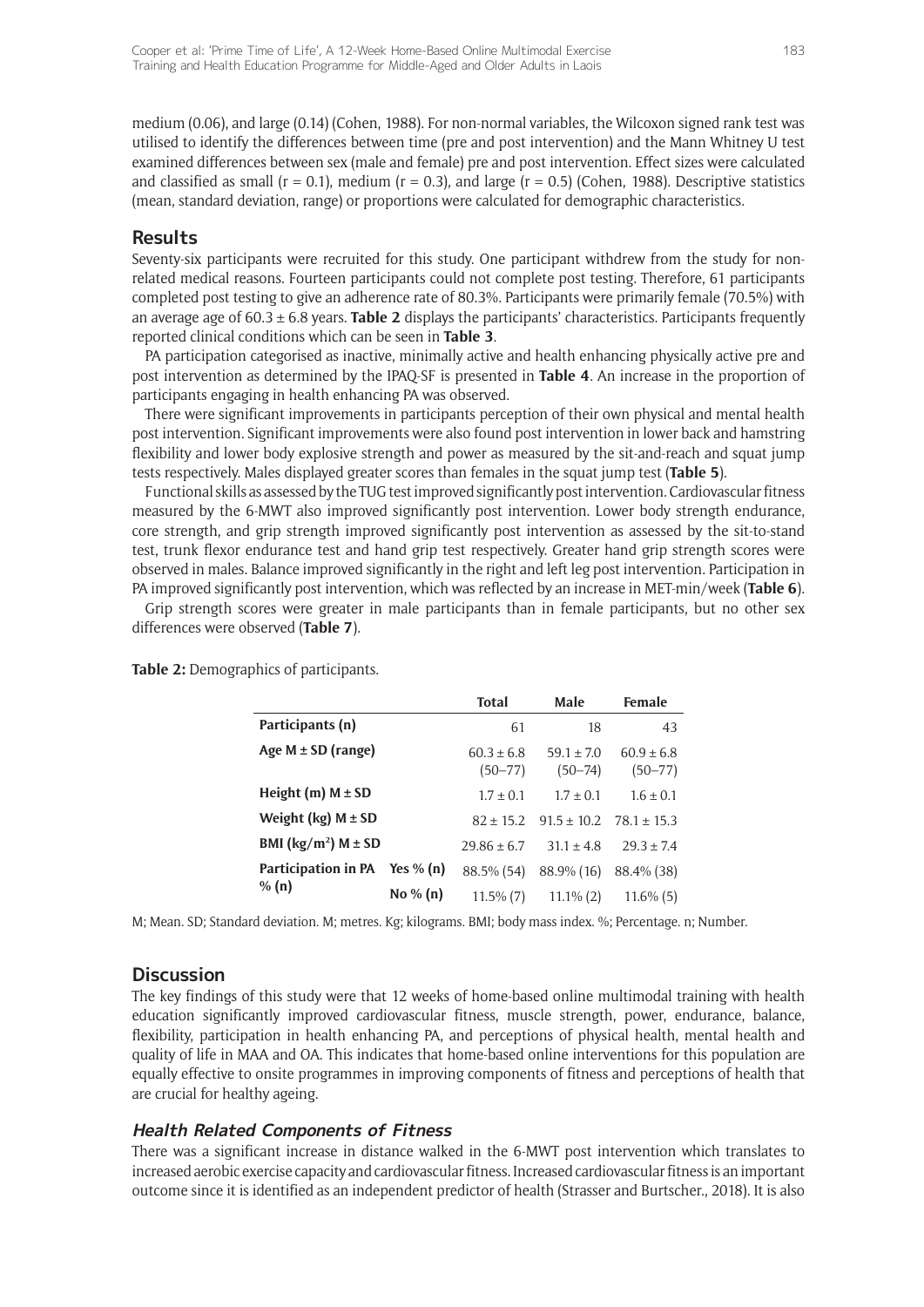medium (0.06), and large (0.14) (Cohen, 1988). For non-normal variables, the Wilcoxon signed rank test was utilised to identify the differences between time (pre and post intervention) and the Mann Whitney U test examined differences between sex (male and female) pre and post intervention. Effect sizes were calculated and classified as small (r = 0.1), medium (r = 0.3), and large (r = 0.5) (Cohen, 1988). Descriptive statistics (mean, standard deviation, range) or proportions were calculated for demographic characteristics.

## Results

Seventy-six participants were recruited for this study. One participant withdrew from the study for non-related medical reasons. Fourteen participants could not complete post testing. Therefore, 61 participants completed post testing to give an adherence rate of 80.3%. Participants were primarily female (70.5%) with an average age of 60.3 ± 6.8 years. **Table 2** displays the participants' characteristics. Participants frequently reported clinical conditions which can be seen in **Table 3**.

PA participation categorised as inactive, minimally active and health enhancing physically active pre and post intervention as determined by the IPAQ-SF is presented in **Table 4**. An increase in the proportion of participants engaging in health enhancing PA was observed.

There were significant improvements in participants perception of their own physical and mental health post intervention. Significant improvements were also found post intervention in lower back and hamstring flexibility and lower body explosive strength and power as measured by the sit-and-reach and squat jump tests respectively. Males displayed greater scores than females in the squat jump test (**Table 5**).

Functional skills as assessed by the TUG test improved significantly post intervention. Cardiovascular fitness measured by the 6-MWT also improved significantly post intervention. Lower body strength endurance, core strength, and grip strength improved significantly post intervention as assessed by the sit-to-stand test, trunk flexor endurance test and hand grip test respectively. Greater hand grip strength scores were observed in males. Balance improved significantly in the right and left leg post intervention. Participation in PA improved significantly post intervention, which was reflected by an increase in MET-min/week (**Table 6**).

Grip strength scores were greater in male participants than in female participants, but no other sex differences were observed (**Table 7**).

**Table 2:** Demographics of participants.

| | | Total | Male | Female |
|---|---|---|---|---|
| **Participants (n)** | | 61 | 18 | 43 |
| **Age M ± SD (range)** | | 60.3 ± 6.8 (50–77) | 59.1 ± 7.0 (50–74) | 60.9 ± 6.8 (50–77) |
| **Height (m) M ± SD** | | 1.7 ± 0.1 | 1.7 ± 0.1 | 1.6 ± 0.1 |
| **Weight (kg) M ± SD** | | 82 ± 15.2 | 91.5 ± 10.2 | 78.1 ± 15.3 |
| **BMI ($kg/m^2$) M ± SD** | | 29.86 ± 6.7 | 31.1 ± 4.8 | 29.3 ± 7.4 |
| **Participation in PA % (n)** | **Yes % (n)** | 88.5% (54) | 88.9% (16) | 88.4% (38) |
| | **No % (n)** | 11.5% (7) | 11.1% (2) | 11.6% (5) |

M; Mean. SD; Standard deviation. M; metres. Kg; kilograms. BMI; body mass index. %; Percentage. n; Number.

## Discussion

The key findings of this study were that 12 weeks of home-based online multimodal training with health education significantly improved cardiovascular fitness, muscle strength, power, endurance, balance, flexibility, participation in health enhancing PA, and perceptions of physical health, mental health and quality of life in MAA and OA. This indicates that home-based online interventions for this population are equally effective to onsite programmes in improving components of fitness and perceptions of health that are crucial for healthy ageing.

### *Health Related Components of Fitness*

There was a significant increase in distance walked in the 6-MWT post intervention which translates to increased aerobic exercise capacity and cardiovascular fitness. Increased cardiovascular fitness is an important outcome since it is identified as an independent predictor of health (Strasser and Burtscher., 2018). It is also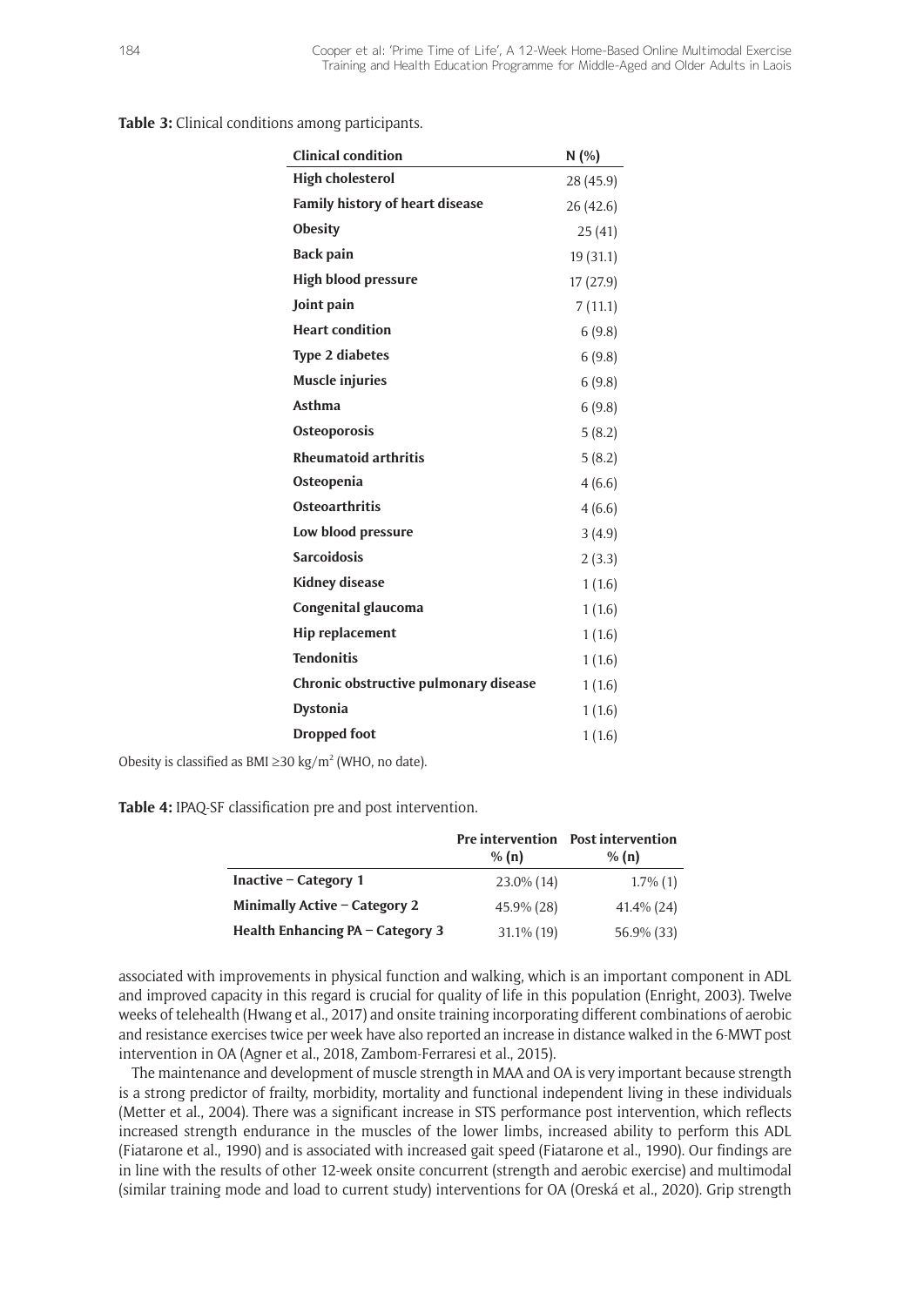**Table 3:** Clinical conditions among participants.

| Clinical condition | N (%) |
|---|---|
| **High cholesterol** | 28 (45.9) |
| **Family history of heart disease** | 26 (42.6) |
| **Obesity** | 25 (41) |
| **Back pain** | 19 (31.1) |
| **High blood pressure** | 17 (27.9) |
| **Joint pain** | 7 (11.1) |
| **Heart condition** | 6 (9.8) |
| **Type 2 diabetes** | 6 (9.8) |
| **Muscle injuries** | 6 (9.8) |
| **Asthma** | 6 (9.8) |
| **Osteoporosis** | 5 (8.2) |
| **Rheumatoid arthritis** | 5 (8.2) |
| **Osteopenia** | 4 (6.6) |
| **Osteoarthritis** | 4 (6.6) |
| **Low blood pressure** | 3 (4.9) |
| **Sarcoidosis** | 2 (3.3) |
| **Kidney disease** | 1 (1.6) |
| **Congenital glaucoma** | 1 (1.6) |
| **Hip replacement** | 1 (1.6) |
| **Tendonitis** | 1 (1.6) |
| **Chronic obstructive pulmonary disease** | 1 (1.6) |
| **Dystonia** | 1 (1.6) |
| **Dropped foot** | 1 (1.6) |

Obesity is classified as BMI ≥30 kg/m$^2$ (WHO, no date).

**Table 4:** IPAQ-SF classification pre and post intervention.

| | Pre intervention % (n) | Post intervention % (n) |
|---|---|---|
| **Inactive – Category 1** | 23.0% (14) | 1.7% (1) |
| **Minimally Active – Category 2** | 45.9% (28) | 41.4% (24) |
| **Health Enhancing PA – Category 3** | 31.1% (19) | 56.9% (33) |

associated with improvements in physical function and walking, which is an important component in ADL and improved capacity in this regard is crucial for quality of life in this population (Enright, 2003). Twelve weeks of telehealth (Hwang et al., 2017) and onsite training incorporating different combinations of aerobic and resistance exercises twice per week have also reported an increase in distance walked in the 6-MWT post intervention in OA (Agner et al., 2018, Zambom-Ferraresi et al., 2015).

The maintenance and development of muscle strength in MAA and OA is very important because strength is a strong predictor of frailty, morbidity, mortality and functional independent living in these individuals (Metter et al., 2004). There was a significant increase in STS performance post intervention, which reflects increased strength endurance in the muscles of the lower limbs, increased ability to perform this ADL (Fiatarone et al., 1990) and is associated with increased gait speed (Fiatarone et al., 1990). Our findings are in line with the results of other 12-week onsite concurrent (strength and aerobic exercise) and multimodal (similar training mode and load to current study) interventions for OA (Oreská et al., 2020). Grip strength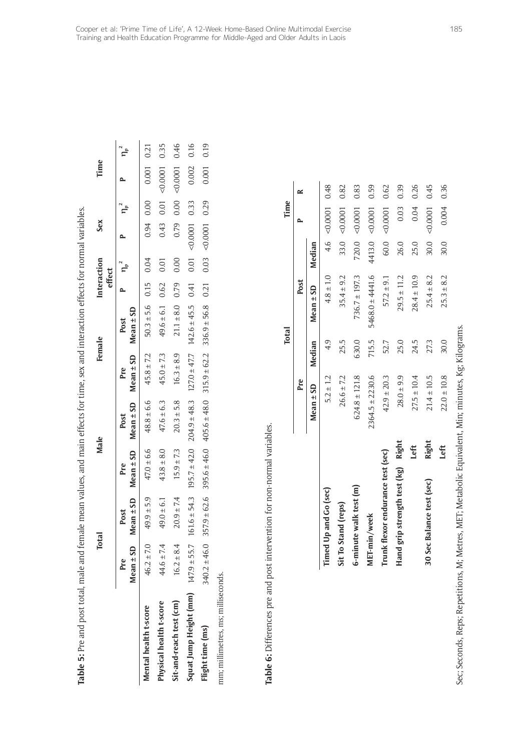**Table 5:** Pre and post total, male and female mean values, and main effects for time, sex and interaction effects for normal variables.

| | Total | | Male | | Female | | Interaction effect | | Sex | | Time | |
|---|---|---|---|---|---|---|---|---|---|---|---|---|
| | Pre Mean ± SD | Post Mean ± SD | Pre Mean ± SD | Post Mean ± SD | Pre Mean ± SD | Post Mean ± SD | P | $\eta_p^2$ | P | $\eta_p^2$ | P | $\eta_p^2$ |
| **Mental health t-score** | 46.2 ± 7.0 | 49.9 ± 5.9 | 47.0 ± 6.6 | 48.8 ± 6.6 | 45.8 ± 7.2 | 50.3 ± 5.6 | 0.15 | 0.04 | 0.94 | 0.00 | 0.001 | 0.21 |
| **Physical health t-score** | 44.6 ± 7.4 | 49.0 ± 6.1 | 43.8 ± 8.0 | 47.6 ± 6.3 | 45.0 ± 7.3 | 49.6 ± 6.1 | 0.62 | 0.01 | 0.43 | 0.01 | <0.0001 | 0.35 |
| **Sit-and-reach test (cm)** | 16.2 ± 8.4 | 20.9 ± 7.4 | 15.9 ± 7.3 | 20.3 ± 5.8 | 16.3 ± 8.9 | 21.1 ± 8.0 | 0.79 | 0.00 | 0.79 | 0.00 | <0.0001 | 0.46 |
| **Squat Jump Height (mm)** | 147.9 ± 55.7 | 161.6 ± 54.3 | 195.7 ± 42.0 | 204.9 ± 48.3 | 127.0 ± 47.7 | 142.6 ± 45.5 | 0.41 | 0.01 | <0.0001 | 0.33 | 0.002 | 0.16 |
| **Flight time (ms)** | 340.2 ± 46.0 | 357.9 ± 62.6 | 395.6 ± 46.0 | 405.6 ± 48.0 | 315.9 ± 62.2 | 336.9 ± 56.8 | 0.21 | 0.03 | <0.0001 | 0.29 | 0.001 | 0.19 |

mm; millimetres, ms; milliseconds.

**Table 6:** Differences pre and post intervention for non-normal variables.

| | | Total | | | | Time | |
|---|---|---|---|---|---|---|---|
| | | Pre | | Post | | P | R |
| | | Mean ± SD | Median | Mean ± SD | Median | | |
| **Timed Up and Go (sec)** | | 5.2 ± 1.2 | 4.9 | 4.8 ± 1.0 | 4.6 | <0.0001 | 0.48 |
| **Sit To Stand (reps)** | | 26.6 ± 7.2 | 25.5 | 35.4 ± 9.2 | 33.0 | <0.0001 | 0.82 |
| **6-minute walk test (m)** | | 624.8 ± 121.8 | 630.0 | 736.7 ± 197.3 | 720.0 | <0.0001 | 0.83 |
| **MET-min/week** | | 2364.5 ± 2230.6 | 715.5 | 5468.0 ± 4441.6 | 4413.0 | <0.0001 | 0.59 |
| **Trunk flexor endurance test (sec)** | | 42.9 ± 20.3 | 52.7 | 57.2 ± 9.1 | 60.0 | <0.0001 | 0.62 |
| **Hand grip strength test (kg)** | **Right** | 28.0 ± 9.9 | 25.0 | 29.5 ± 11.2 | 26.0 | 0.03 | 0.39 |
| | **Left** | 27.5 ± 10.4 | 24.5 | 28.4 ± 10.9 | 25.0 | 0.04 | 0.26 |
| **30 Sec Balance test (sec)** | **Right** | 21.4 ± 10.5 | 27.3 | 25.4 ± 8.2 | 30.0 | <0.0001 | 0.45 |
| | **Left** | 22.0 ± 10.8 | 30.0 | 25.3 ± 8.2 | 30.0 | 0.004 | 0.36 |

Sec; Seconds, Reps; Repetitions, M; Metres, MET; Metabolic Equivalent, Min; minutes, Kg; Kilograms.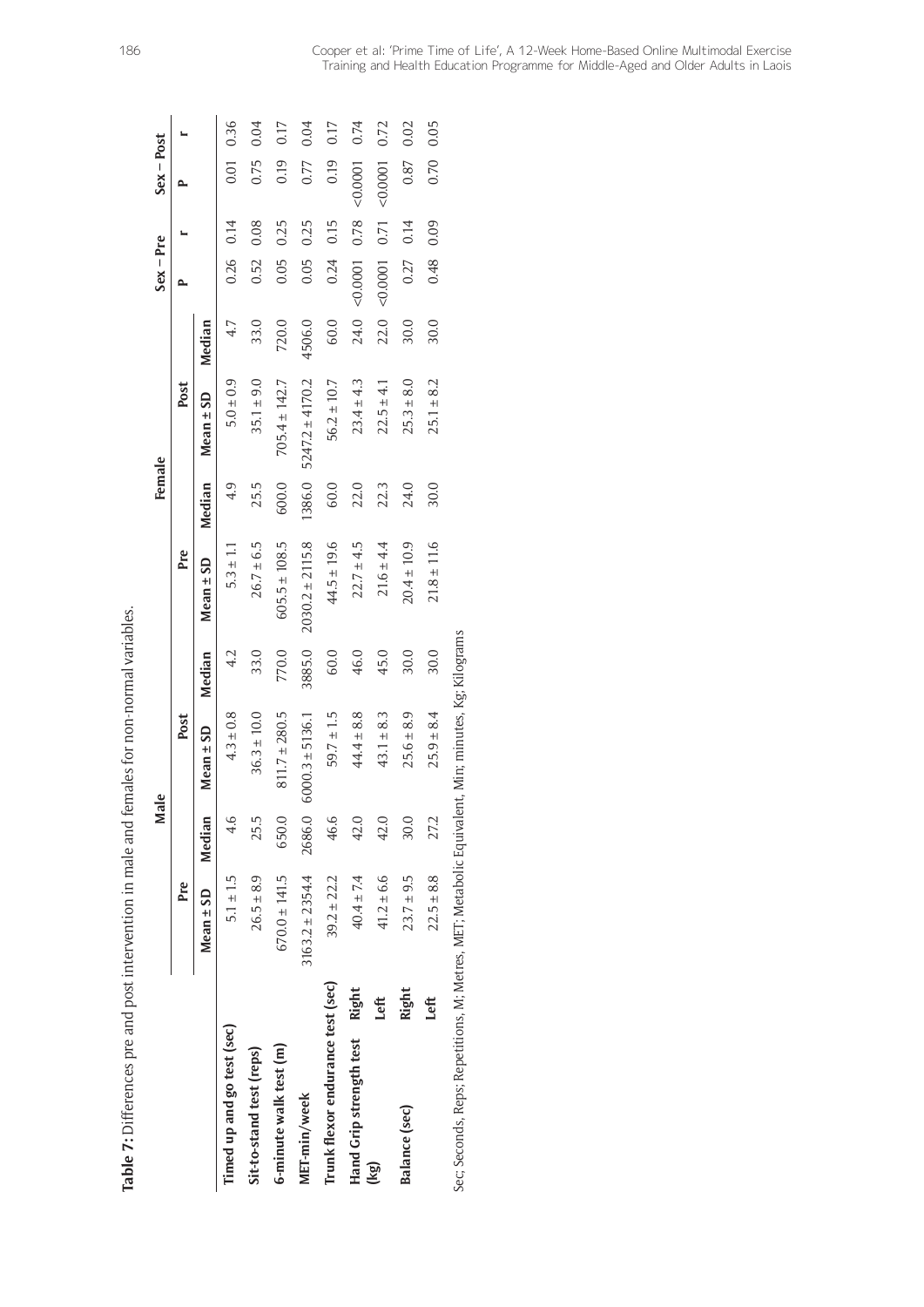**Table 7:** Differences pre and post intervention in male and females for non-normal variables.

| | | Male | | | | Female | | | | Sex – Pre | | Sex – Post | |
|---|---|---|---|---|---|---|---|---|---|---|---|---|---|
| | | Pre | | Post | | Pre | | Post | | P | r | P | r |
| | | Mean ± SD | Median | Mean ± SD | Median | Mean ± SD | Median | Mean ± SD | Median | | | | |
| **Timed up and go test (sec)** | | 5.1 ± 1.5 | 4.6 | 4.3 ± 0.8 | 4.2 | 5.3 ± 1.1 | 4.9 | 5.0 ± 0.9 | 4.7 | 0.26 | 0.14 | 0.01 | 0.36 |
| **Sit-to-stand test (reps)** | | 26.5 ± 8.9 | 25.5 | 36.3 ± 10.0 | 33.0 | 26.7 ± 6.5 | 25.5 | 35.1 ± 9.0 | 33.0 | 0.52 | 0.08 | 0.75 | 0.04 |
| **6-minute walk test (m)** | | 670.0 ± 141.5 | 650.0 | 811.7 ± 280.5 | 770.0 | 605.5 ± 108.5 | 600.0 | 705.4 ± 142.7 | 720.0 | 0.05 | 0.25 | 0.19 | 0.17 |
| **MET-min/week** | | 3163.2 ± 2354.4 | 2686.0 | 6000.3 ± 5136.1 | 3885.0 | 2030.2 ± 2115.8 | 1386.0 | 52472 ± 4170.2 | 4506.0 | 0.05 | 0.25 | 0.77 | 0.04 |
| **Trunk flexor endurance test (sec)** | | 39.2 ± 22.2 | 46.6 | 59.7 ± 1.5 | 60.0 | 44.5 ± 19.6 | 60.0 | 56.2 ± 10.7 | 60.0 | 0.24 | 0.15 | 0.19 | 0.17 |
| **Hand Grip strength test (kg)** | **Right** | 40.4 ± 7.4 | 42.0 | 44.4 ± 8.8 | 46.0 | 22.7 ± 4.5 | 22.0 | 23.4 ± 4.3 | 24.0 | <0.0001 | 0.78 | <0.0001 | 0.74 |
| | **Left** | 41.2 ± 6.6 | 42.0 | 43.1 ± 8.3 | 45.0 | 21.6 ± 4.4 | 22.3 | 22.5 ± 4.1 | 22.0 | <0.0001 | 0.71 | <0.0001 | 0.72 |
| **Balance (sec)** | **Right** | 23.7 ± 9.5 | 30.0 | 25.6 ± 8.9 | 30.0 | 20.4 ± 10.9 | 24.0 | 25.3 ± 8.0 | 30.0 | 0.27 | 0.14 | 0.87 | 0.02 |
| | **Left** | 22.5 ± 8.8 | 27.2 | 25.9 ± 8.4 | 30.0 | 21.8 ± 11.6 | 30.0 | 25.1 ± 8.2 | 30.0 | 0.48 | 0.09 | 0.70 | 0.05 |

Sec; Seconds, Reps; Repetitions, M; Metres, MET; Metabolic Equivalent, Min; minutes, Kg; Kilograms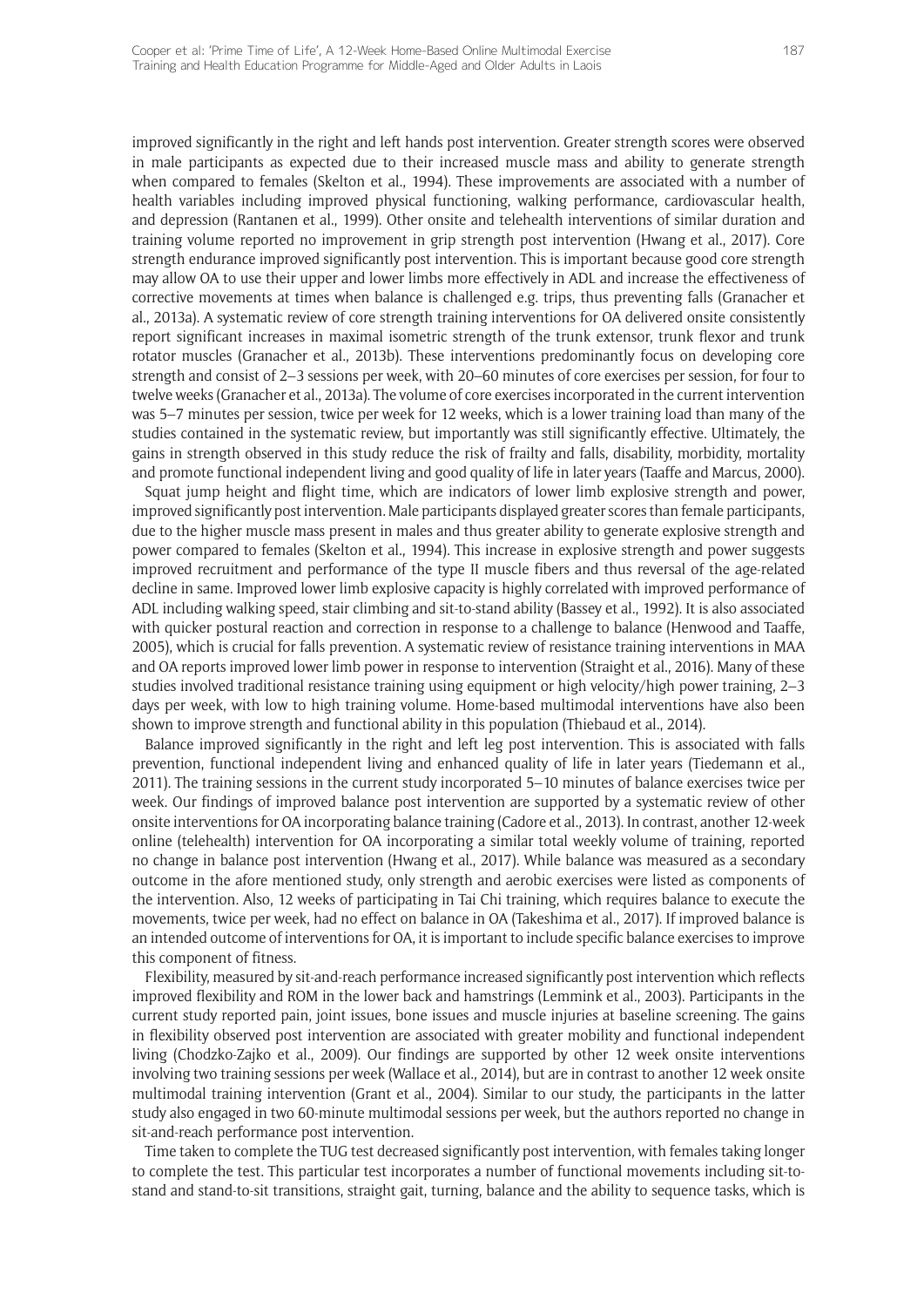improved significantly in the right and left hands post intervention. Greater strength scores were observed in male participants as expected due to their increased muscle mass and ability to generate strength when compared to females (Skelton et al., 1994). These improvements are associated with a number of health variables including improved physical functioning, walking performance, cardiovascular health, and depression (Rantanen et al., 1999). Other onsite and telehealth interventions of similar duration and training volume reported no improvement in grip strength post intervention (Hwang et al., 2017). Core strength endurance improved significantly post intervention. This is important because good core strength may allow OA to use their upper and lower limbs more effectively in ADL and increase the effectiveness of corrective movements at times when balance is challenged e.g. trips, thus preventing falls (Granacher et al., 2013a). A systematic review of core strength training interventions for OA delivered onsite consistently report significant increases in maximal isometric strength of the trunk extensor, trunk flexor and trunk rotator muscles (Granacher et al., 2013b). These interventions predominantly focus on developing core strength and consist of 2–3 sessions per week, with 20–60 minutes of core exercises per session, for four to twelve weeks (Granacher et al., 2013a). The volume of core exercises incorporated in the current intervention was 5–7 minutes per session, twice per week for 12 weeks, which is a lower training load than many of the studies contained in the systematic review, but importantly was still significantly effective. Ultimately, the gains in strength observed in this study reduce the risk of frailty and falls, disability, morbidity, mortality and promote functional independent living and good quality of life in later years (Taaffe and Marcus, 2000).

Squat jump height and flight time, which are indicators of lower limb explosive strength and power, improved significantly post intervention. Male participants displayed greater scores than female participants, due to the higher muscle mass present in males and thus greater ability to generate explosive strength and power compared to females (Skelton et al., 1994). This increase in explosive strength and power suggests improved recruitment and performance of the type II muscle fibers and thus reversal of the age-related decline in same. Improved lower limb explosive capacity is highly correlated with improved performance of ADL including walking speed, stair climbing and sit-to-stand ability (Bassey et al., 1992). It is also associated with quicker postural reaction and correction in response to a challenge to balance (Henwood and Taaffe, 2005), which is crucial for falls prevention. A systematic review of resistance training interventions in MAA and OA reports improved lower limb power in response to intervention (Straight et al., 2016). Many of these studies involved traditional resistance training using equipment or high velocity/high power training, 2–3 days per week, with low to high training volume. Home-based multimodal interventions have also been shown to improve strength and functional ability in this population (Thiebaud et al., 2014).

Balance improved significantly in the right and left leg post intervention. This is associated with falls prevention, functional independent living and enhanced quality of life in later years (Tiedemann et al., 2011). The training sessions in the current study incorporated 5–10 minutes of balance exercises twice per week. Our findings of improved balance post intervention are supported by a systematic review of other onsite interventions for OA incorporating balance training (Cadore et al., 2013). In contrast, another 12-week online (telehealth) intervention for OA incorporating a similar total weekly volume of training, reported no change in balance post intervention (Hwang et al., 2017). While balance was measured as a secondary outcome in the afore mentioned study, only strength and aerobic exercises were listed as components of the intervention. Also, 12 weeks of participating in Tai Chi training, which requires balance to execute the movements, twice per week, had no effect on balance in OA (Takeshima et al., 2017). If improved balance is an intended outcome of interventions for OA, it is important to include specific balance exercises to improve this component of fitness.

Flexibility, measured by sit-and-reach performance increased significantly post intervention which reflects improved flexibility and ROM in the lower back and hamstrings (Lemmink et al., 2003). Participants in the current study reported pain, joint issues, bone issues and muscle injuries at baseline screening. The gains in flexibility observed post intervention are associated with greater mobility and functional independent living (Chodzko-Zajko et al., 2009). Our findings are supported by other 12 week onsite interventions involving two training sessions per week (Wallace et al., 2014), but are in contrast to another 12 week onsite multimodal training intervention (Grant et al., 2004). Similar to our study, the participants in the latter study also engaged in two 60-minute multimodal sessions per week, but the authors reported no change in sit-and-reach performance post intervention.

Time taken to complete the TUG test decreased significantly post intervention, with females taking longer to complete the test. This particular test incorporates a number of functional movements including sit-to-stand and stand-to-sit transitions, straight gait, turning, balance and the ability to sequence tasks, which is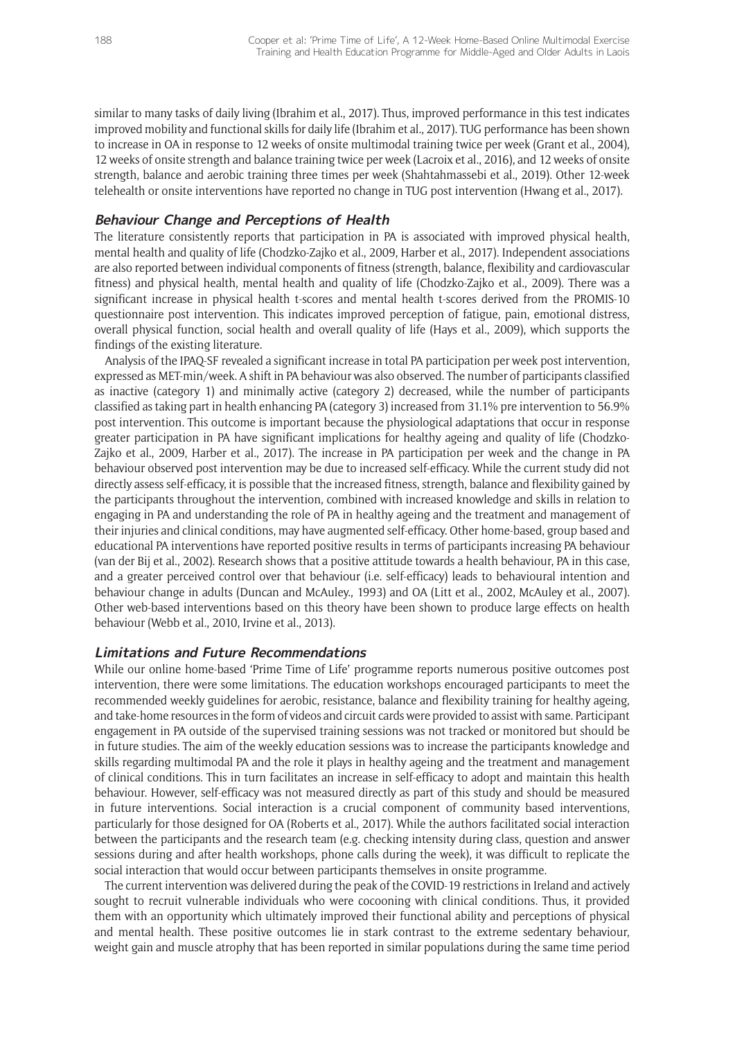similar to many tasks of daily living (Ibrahim et al., 2017). Thus, improved performance in this test indicates improved mobility and functional skills for daily life (Ibrahim et al., 2017). TUG performance has been shown to increase in OA in response to 12 weeks of onsite multimodal training twice per week (Grant et al., 2004), 12 weeks of onsite strength and balance training twice per week (Lacroix et al., 2016), and 12 weeks of onsite strength, balance and aerobic training three times per week (Shahtahmassebi et al., 2019). Other 12-week telehealth or onsite interventions have reported no change in TUG post intervention (Hwang et al., 2017).

### Behaviour Change and Perceptions of Health

The literature consistently reports that participation in PA is associated with improved physical health, mental health and quality of life (Chodzko-Zajko et al., 2009, Harber et al., 2017). Independent associations are also reported between individual components of fitness (strength, balance, flexibility and cardiovascular fitness) and physical health, mental health and quality of life (Chodzko-Zajko et al., 2009). There was a significant increase in physical health t-scores and mental health t-scores derived from the PROMIS-10 questionnaire post intervention. This indicates improved perception of fatigue, pain, emotional distress, overall physical function, social health and overall quality of life (Hays et al., 2009), which supports the findings of the existing literature.

Analysis of the IPAQ-SF revealed a significant increase in total PA participation per week post intervention, expressed as MET-min/week. A shift in PA behaviour was also observed. The number of participants classified as inactive (category 1) and minimally active (category 2) decreased, while the number of participants classified as taking part in health enhancing PA (category 3) increased from 31.1% pre intervention to 56.9% post intervention. This outcome is important because the physiological adaptations that occur in response greater participation in PA have significant implications for healthy ageing and quality of life (Chodzko-Zajko et al., 2009, Harber et al., 2017). The increase in PA participation per week and the change in PA behaviour observed post intervention may be due to increased self-efficacy. While the current study did not directly assess self-efficacy, it is possible that the increased fitness, strength, balance and flexibility gained by the participants throughout the intervention, combined with increased knowledge and skills in relation to engaging in PA and understanding the role of PA in healthy ageing and the treatment and management of their injuries and clinical conditions, may have augmented self-efficacy. Other home-based, group based and educational PA interventions have reported positive results in terms of participants increasing PA behaviour (van der Bij et al., 2002). Research shows that a positive attitude towards a health behaviour, PA in this case, and a greater perceived control over that behaviour (i.e. self-efficacy) leads to behavioural intention and behaviour change in adults (Duncan and McAuley., 1993) and OA (Litt et al., 2002, McAuley et al., 2007). Other web-based interventions based on this theory have been shown to produce large effects on health behaviour (Webb et al., 2010, Irvine et al., 2013).

### Limitations and Future Recommendations

While our online home-based 'Prime Time of Life' programme reports numerous positive outcomes post intervention, there were some limitations. The education workshops encouraged participants to meet the recommended weekly guidelines for aerobic, resistance, balance and flexibility training for healthy ageing, and take-home resources in the form of videos and circuit cards were provided to assist with same. Participant engagement in PA outside of the supervised training sessions was not tracked or monitored but should be in future studies. The aim of the weekly education sessions was to increase the participants knowledge and skills regarding multimodal PA and the role it plays in healthy ageing and the treatment and management of clinical conditions. This in turn facilitates an increase in self-efficacy to adopt and maintain this health behaviour. However, self-efficacy was not measured directly as part of this study and should be measured in future interventions. Social interaction is a crucial component of community based interventions, particularly for those designed for OA (Roberts et al., 2017). While the authors facilitated social interaction between the participants and the research team (e.g. checking intensity during class, question and answer sessions during and after health workshops, phone calls during the week), it was difficult to replicate the social interaction that would occur between participants themselves in onsite programme.

The current intervention was delivered during the peak of the COVID-19 restrictions in Ireland and actively sought to recruit vulnerable individuals who were cocooning with clinical conditions. Thus, it provided them with an opportunity which ultimately improved their functional ability and perceptions of physical and mental health. These positive outcomes lie in stark contrast to the extreme sedentary behaviour, weight gain and muscle atrophy that has been reported in similar populations during the same time period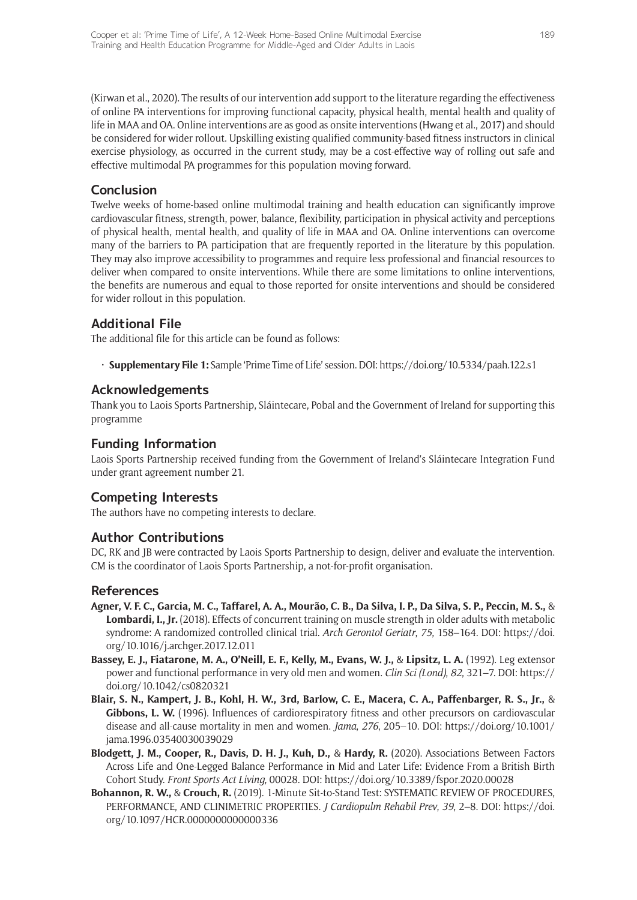(Kirwan et al., 2020). The results of our intervention add support to the literature regarding the effectiveness of online PA interventions for improving functional capacity, physical health, mental health and quality of life in MAA and OA. Online interventions are as good as onsite interventions (Hwang et al., 2017) and should be considered for wider rollout. Upskilling existing qualified community-based fitness instructors in clinical exercise physiology, as occurred in the current study, may be a cost-effective way of rolling out safe and effective multimodal PA programmes for this population moving forward.

## Conclusion

Twelve weeks of home-based online multimodal training and health education can significantly improve cardiovascular fitness, strength, power, balance, flexibility, participation in physical activity and perceptions of physical health, mental health, and quality of life in MAA and OA. Online interventions can overcome many of the barriers to PA participation that are frequently reported in the literature by this population. They may also improve accessibility to programmes and require less professional and financial resources to deliver when compared to onsite interventions. While there are some limitations to online interventions, the benefits are numerous and equal to those reported for onsite interventions and should be considered for wider rollout in this population.

## Additional File

The additional file for this article can be found as follows:

- **Supplementary File 1:** Sample 'Prime Time of Life' session. DOI: https://doi.org/10.5334/paah.122.s1

## Acknowledgements

Thank you to Laois Sports Partnership, Sláintecare, Pobal and the Government of Ireland for supporting this programme

## Funding Information

Laois Sports Partnership received funding from the Government of Ireland's Sláintecare Integration Fund under grant agreement number 21.

## Competing Interests

The authors have no competing interests to declare.

## Author Contributions

DC, RK and JB were contracted by Laois Sports Partnership to design, deliver and evaluate the intervention. CM is the coordinator of Laois Sports Partnership, a not-for-profit organisation.

## References

**Agner, V. F. C., Garcia, M. C., Taffarel, A. A., Mourão, C. B., Da Silva, I. P., Da Silva, S. P., Peccin, M. S.,** & **Lombardi, I., Jr.** (2018). Effects of concurrent training on muscle strength in older adults with metabolic syndrome: A randomized controlled clinical trial. *Arch Gerontol Geriatr*, *75*, 158–164. DOI: https://doi.org/10.1016/j.archger.2017.12.011

**Bassey, E. J., Fiatarone, M. A., O'Neill, E. F., Kelly, M., Evans, W. J.,** & **Lipsitz, L. A.** (1992). Leg extensor power and functional performance in very old men and women. *Clin Sci (Lond)*, *82*, 321–7. DOI: https://doi.org/10.1042/cs0820321

**Blair, S. N., Kampert, J. B., Kohl, H. W., 3rd, Barlow, C. E., Macera, C. A., Paffenbarger, R. S., Jr.,** & **Gibbons, L. W.** (1996). Influences of cardiorespiratory fitness and other precursors on cardiovascular disease and all-cause mortality in men and women. *Jama*, *276*, 205–10. DOI: https://doi.org/10.1001/jama.1996.03540030039029

**Blodgett, J. M., Cooper, R., Davis, D. H. J., Kuh, D.,** & **Hardy, R.** (2020). Associations Between Factors Across Life and One-Legged Balance Performance in Mid and Later Life: Evidence From a British Birth Cohort Study. *Front Sports Act Living*, 00028. DOI: https://doi.org/10.3389/fspor.2020.00028

**Bohannon, R. W.,** & **Crouch, R.** (2019). 1-Minute Sit-to-Stand Test: SYSTEMATIC REVIEW OF PROCEDURES, PERFORMANCE, AND CLINIMETRIC PROPERTIES. *J Cardiopulm Rehabil Prev*, *39*, 2–8. DOI: https://doi.org/10.1097/HCR.0000000000000336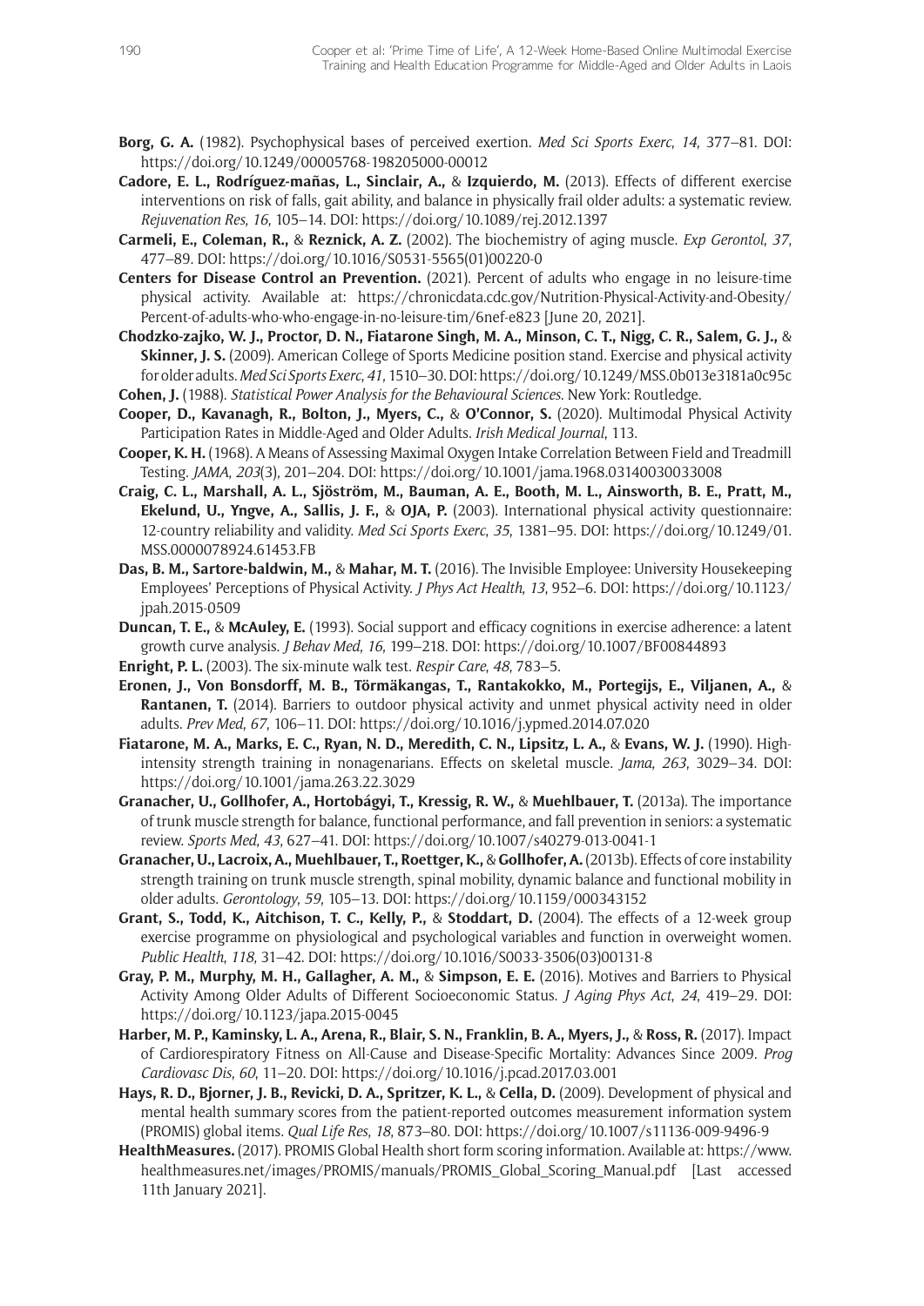**Borg, G. A.** (1982). Psychophysical bases of perceived exertion. *Med Sci Sports Exerc*, *14*, 377–81. DOI: https://doi.org/10.1249/00005768-198205000-00012

**Cadore, E. L., Rodríguez-mañas, L., Sinclair, A.,** & **Izquierdo, M.** (2013). Effects of different exercise interventions on risk of falls, gait ability, and balance in physically frail older adults: a systematic review. *Rejuvenation Res*, *16*, 105–14. DOI: https://doi.org/10.1089/rej.2012.1397

**Carmeli, E., Coleman, R.,** & **Reznick, A. Z.** (2002). The biochemistry of aging muscle. *Exp Gerontol*, *37*, 477–89. DOI: https://doi.org/10.1016/S0531-5565(01)00220-0

**Centers for Disease Control an Prevention.** (2021). Percent of adults who engage in no leisure-time physical activity. Available at: https://chronicdata.cdc.gov/Nutrition-Physical-Activity-and-Obesity/Percent-of-adults-who-who-engage-in-no-leisure-tim/6nef-e823 [June 20, 2021].

**Chodzko-zajko, W. J., Proctor, D. N., Fiatarone Singh, M. A., Minson, C. T., Nigg, C. R., Salem, G. J.,** & **Skinner, J. S.** (2009). American College of Sports Medicine position stand. Exercise and physical activity for older adults. *Med Sci Sports Exerc*, *41*, 1510–30. DOI: https://doi.org/10.1249/MSS.0b013e3181a0c95c

**Cohen, J.** (1988). *Statistical Power Analysis for the Behavioural Sciences*. New York: Routledge.

**Cooper, D., Kavanagh, R., Bolton, J., Myers, C.,** & **O'Connor, S.** (2020). Multimodal Physical Activity Participation Rates in Middle-Aged and Older Adults. *Irish Medical Journal*, 113.

**Cooper, K. H.** (1968). A Means of Assessing Maximal Oxygen Intake Correlation Between Field and Treadmill Testing. *JAMA*, *203*(3), 201–204. DOI: https://doi.org/10.1001/jama.1968.03140030033008

**Craig, C. L., Marshall, A. L., Sjöström, M., Bauman, A. E., Booth, M. L., Ainsworth, B. E., Pratt, M., Ekelund, U., Yngve, A., Sallis, J. F.,** & **OJA, P.** (2003). International physical activity questionnaire: 12-country reliability and validity. *Med Sci Sports Exerc*, *35*, 1381–95. DOI: https://doi.org/10.1249/01.MSS.0000078924.61453.FB

**Das, B. M., Sartore-baldwin, M.,** & **Mahar, M. T.** (2016). The Invisible Employee: University Housekeeping Employees' Perceptions of Physical Activity. *J Phys Act Health*, *13*, 952–6. DOI: https://doi.org/10.1123/jpah.2015-0509

**Duncan, T. E.,** & **McAuley, E.** (1993). Social support and efficacy cognitions in exercise adherence: a latent growth curve analysis. *J Behav Med*, *16*, 199–218. DOI: https://doi.org/10.1007/BF00844893

**Enright, P. L.** (2003). The six-minute walk test. *Respir Care*, *48*, 783–5.

**Eronen, J., Von Bonsdorff, M. B., Törmäkangas, T., Rantakokko, M., Portegijs, E., Viljanen, A.,** & **Rantanen, T.** (2014). Barriers to outdoor physical activity and unmet physical activity need in older adults. *Prev Med*, *67*, 106–11. DOI: https://doi.org/10.1016/j.ypmed.2014.07.020

**Fiatarone, M. A., Marks, E. C., Ryan, N. D., Meredith, C. N., Lipsitz, L. A.,** & **Evans, W. J.** (1990). High-intensity strength training in nonagenarians. Effects on skeletal muscle. *Jama*, *263*, 3029–34. DOI: https://doi.org/10.1001/jama.263.22.3029

**Granacher, U., Gollhofer, A., Hortobágyi, T., Kressig, R. W.,** & **Muehlbauer, T.** (2013a). The importance of trunk muscle strength for balance, functional performance, and fall prevention in seniors: a systematic review. *Sports Med*, *43*, 627–41. DOI: https://doi.org/10.1007/s40279-013-0041-1

**Granacher, U., Lacroix, A., Muehlbauer, T., Roettger, K.,** & **Gollhofer, A.** (2013b). Effects of core instability strength training on trunk muscle strength, spinal mobility, dynamic balance and functional mobility in older adults. *Gerontology*, *59*, 105–13. DOI: https://doi.org/10.1159/000343152

**Grant, S., Todd, K., Aitchison, T. C., Kelly, P.,** & **Stoddart, D.** (2004). The effects of a 12-week group exercise programme on physiological and psychological variables and function in overweight women. *Public Health*, *118*, 31–42. DOI: https://doi.org/10.1016/S0033-3506(03)00131-8

**Gray, P. M., Murphy, M. H., Gallagher, A. M.,** & **Simpson, E. E.** (2016). Motives and Barriers to Physical Activity Among Older Adults of Different Socioeconomic Status. *J Aging Phys Act*, *24*, 419–29. DOI: https://doi.org/10.1123/japa.2015-0045

**Harber, M. P., Kaminsky, L. A., Arena, R., Blair, S. N., Franklin, B. A., Myers, J.,** & **Ross, R.** (2017). Impact of Cardiorespiratory Fitness on All-Cause and Disease-Specific Mortality: Advances Since 2009. *Prog Cardiovasc Dis*, *60*, 11–20. DOI: https://doi.org/10.1016/j.pcad.2017.03.001

**Hays, R. D., Bjorner, J. B., Revicki, D. A., Spritzer, K. L.,** & **Cella, D.** (2009). Development of physical and mental health summary scores from the patient-reported outcomes measurement information system (PROMIS) global items. *Qual Life Res*, *18*, 873–80. DOI: https://doi.org/10.1007/s11136-009-9496-9

**HealthMeasures.** (2017). PROMIS Global Health short form scoring information. Available at: https://www.healthmeasures.net/images/PROMIS/manuals/PROMIS_Global_Scoring_Manual.pdf [Last accessed 11th January 2021].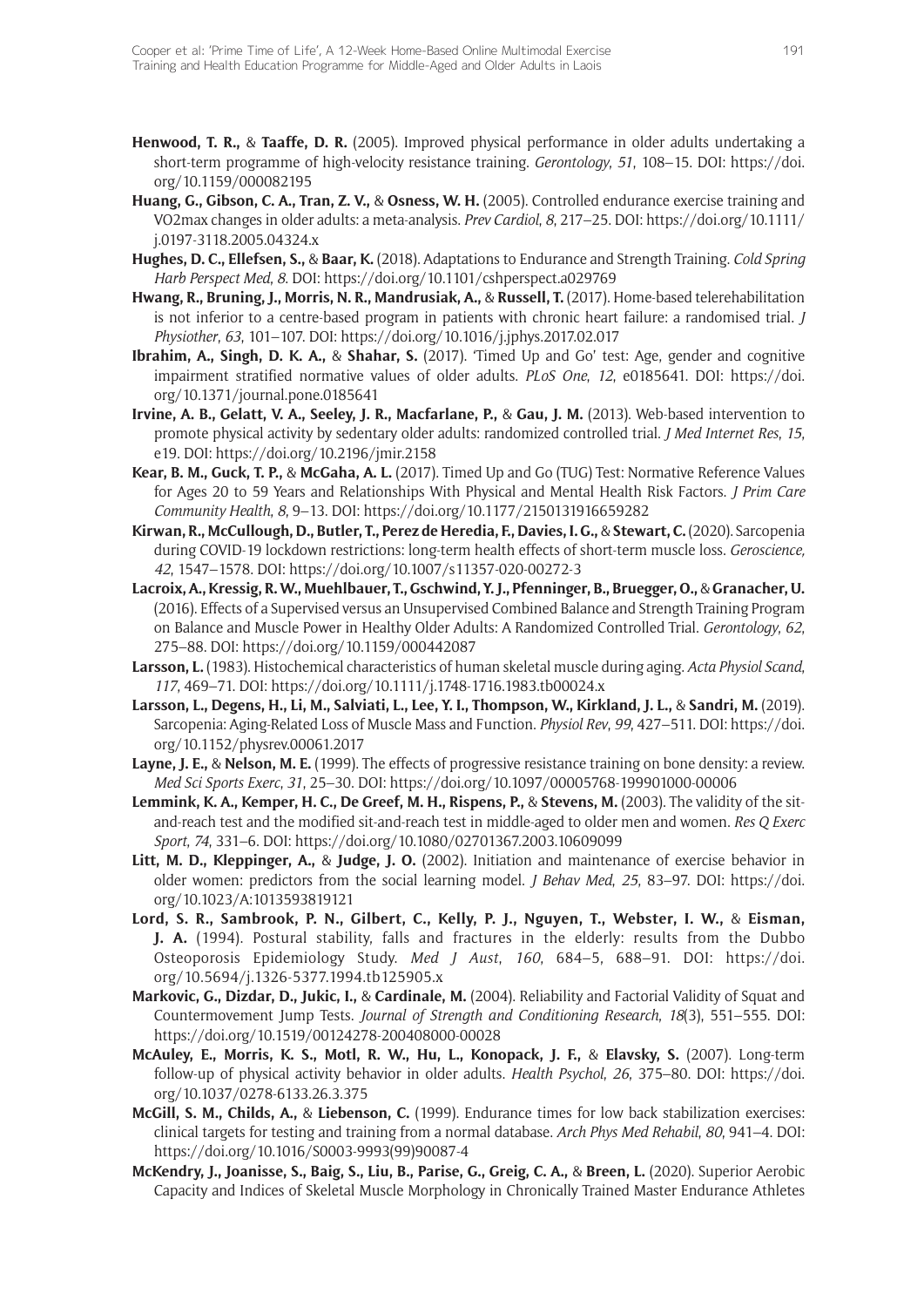**Henwood, T. R.,** & **Taaffe, D. R.** (2005). Improved physical performance in older adults undertaking a short-term programme of high-velocity resistance training. *Gerontology*, *51*, 108–15. DOI: https://doi.org/10.1159/000082195

**Huang, G., Gibson, C. A., Tran, Z. V.,** & **Osness, W. H.** (2005). Controlled endurance exercise training and VO2max changes in older adults: a meta-analysis. *Prev Cardiol*, *8*, 217–25. DOI: https://doi.org/10.1111/j.0197-3118.2005.04324.x

**Hughes, D. C., Ellefsen, S.,** & **Baar, K.** (2018). Adaptations to Endurance and Strength Training. *Cold Spring Harb Perspect Med*, *8*. DOI: https://doi.org/10.1101/cshperspect.a029769

**Hwang, R., Bruning, J., Morris, N. R., Mandrusiak, A.,** & **Russell, T.** (2017). Home-based telerehabilitation is not inferior to a centre-based program in patients with chronic heart failure: a randomised trial. *J Physiother*, *63*, 101–107. DOI: https://doi.org/10.1016/j.jphys.2017.02.017

**Ibrahim, A., Singh, D. K. A.,** & **Shahar, S.** (2017). 'Timed Up and Go' test: Age, gender and cognitive impairment stratified normative values of older adults. *PLoS One*, *12*, e0185641. DOI: https://doi.org/10.1371/journal.pone.0185641

**Irvine, A. B., Gelatt, V. A., Seeley, J. R., Macfarlane, P.,** & **Gau, J. M.** (2013). Web-based intervention to promote physical activity by sedentary older adults: randomized controlled trial. *J Med Internet Res*, *15*, e19. DOI: https://doi.org/10.2196/jmir.2158

**Kear, B. M., Guck, T. P.,** & **McGaha, A. L.** (2017). Timed Up and Go (TUG) Test: Normative Reference Values for Ages 20 to 59 Years and Relationships With Physical and Mental Health Risk Factors. *J Prim Care Community Health*, *8*, 9–13. DOI: https://doi.org/10.1177/2150131916659282

**Kirwan, R., McCullough, D., Butler, T., Perez de Heredia, F., Davies, I. G.,** & **Stewart, C.** (2020). Sarcopenia during COVID-19 lockdown restrictions: long-term health effects of short-term muscle loss. *Geroscience, 42*, 1547–1578. DOI: https://doi.org/10.1007/s11357-020-00272-3

**Lacroix, A., Kressig, R. W., Muehlbauer, T., Gschwind, Y. J., Pfenninger, B., Bruegger, O.,** & **Granacher, U.** (2016). Effects of a Supervised versus an Unsupervised Combined Balance and Strength Training Program on Balance and Muscle Power in Healthy Older Adults: A Randomized Controlled Trial. *Gerontology*, *62*, 275–88. DOI: https://doi.org/10.1159/000442087

**Larsson, L.** (1983). Histochemical characteristics of human skeletal muscle during aging. *Acta Physiol Scand*, *117*, 469–71. DOI: https://doi.org/10.1111/j.1748-1716.1983.tb00024.x

**Larsson, L., Degens, H., Li, M., Salviati, L., Lee, Y. I., Thompson, W., Kirkland, J. L.,** & **Sandri, M.** (2019). Sarcopenia: Aging-Related Loss of Muscle Mass and Function. *Physiol Rev*, *99*, 427–511. DOI: https://doi.org/10.1152/physrev.00061.2017

**Layne, J. E.,** & **Nelson, M. E.** (1999). The effects of progressive resistance training on bone density: a review. *Med Sci Sports Exerc*, *31*, 25–30. DOI: https://doi.org/10.1097/00005768-199901000-00006

**Lemmink, K. A., Kemper, H. C., De Greef, M. H., Rispens, P.,** & **Stevens, M.** (2003). The validity of the sit-and-reach test and the modified sit-and-reach test in middle-aged to older men and women. *Res Q Exerc Sport*, *74*, 331–6. DOI: https://doi.org/10.1080/02701367.2003.10609099

**Litt, M. D., Kleppinger, A.,** & **Judge, J. O.** (2002). Initiation and maintenance of exercise behavior in older women: predictors from the social learning model. *J Behav Med*, *25*, 83–97. DOI: https://doi.org/10.1023/A:1013593819121

**Lord, S. R., Sambrook, P. N., Gilbert, C., Kelly, P. J., Nguyen, T., Webster, I. W.,** & **Eisman, J. A.** (1994). Postural stability, falls and fractures in the elderly: results from the Dubbo Osteoporosis Epidemiology Study. *Med J Aust*, *160*, 684–5, 688–91. DOI: https://doi.org/10.5694/j.1326-5377.1994.tb125905.x

**Markovic, G., Dizdar, D., Jukic, I.,** & **Cardinale, M.** (2004). Reliability and Factorial Validity of Squat and Countermovement Jump Tests. *Journal of Strength and Conditioning Research*, *18*(3), 551–555. DOI: https://doi.org/10.1519/00124278-200408000-00028

**McAuley, E., Morris, K. S., Motl, R. W., Hu, L., Konopack, J. F.,** & **Elavsky, S.** (2007). Long-term follow-up of physical activity behavior in older adults. *Health Psychol*, *26*, 375–80. DOI: https://doi.org/10.1037/0278-6133.26.3.375

**McGill, S. M., Childs, A.,** & **Liebenson, C.** (1999). Endurance times for low back stabilization exercises: clinical targets for testing and training from a normal database. *Arch Phys Med Rehabil*, *80*, 941–4. DOI: https://doi.org/10.1016/S0003-9993(99)90087-4

**McKendry, J., Joanisse, S., Baig, S., Liu, B., Parise, G., Greig, C. A.,** & **Breen, L.** (2020). Superior Aerobic Capacity and Indices of Skeletal Muscle Morphology in Chronically Trained Master Endurance Athletes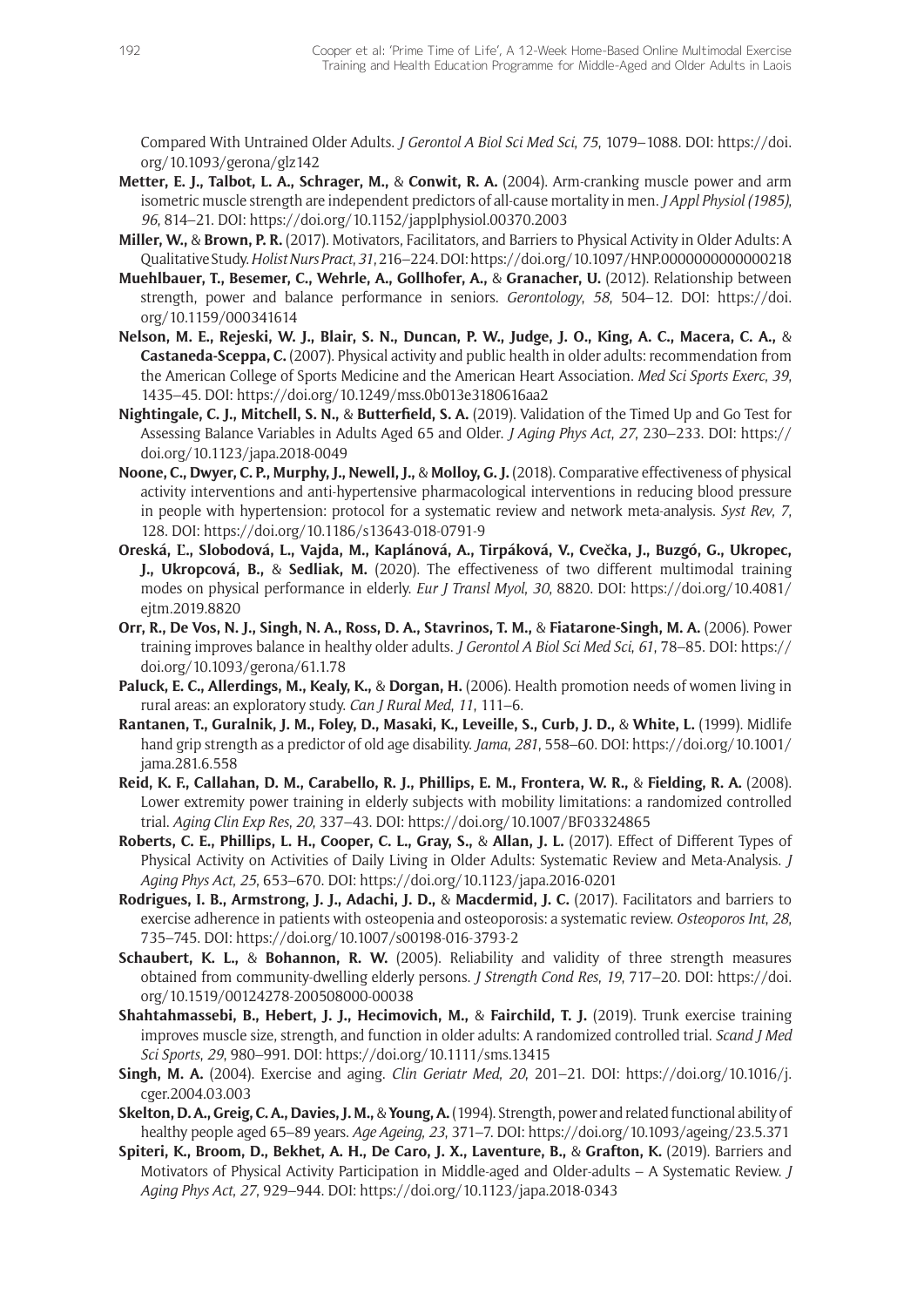Compared With Untrained Older Adults. *J Gerontol A Biol Sci Med Sci*, *75*, 1079–1088. DOI: https://doi.org/10.1093/gerona/glz142

**Metter, E. J., Talbot, L. A., Schrager, M.,** & **Conwit, R. A.** (2004). Arm-cranking muscle power and arm isometric muscle strength are independent predictors of all-cause mortality in men. *J Appl Physiol (1985)*, *96*, 814–21. DOI: https://doi.org/10.1152/japplphysiol.00370.2003

**Miller, W.,** & **Brown, P. R.** (2017). Motivators, Facilitators, and Barriers to Physical Activity in Older Adults: A Qualitative Study. *Holist Nurs Pract*, *31*, 216–224. DOI: https://doi.org/10.1097/HNP.0000000000000218

**Muehlbauer, T., Besemer, C., Wehrle, A., Gollhofer, A.,** & **Granacher, U.** (2012). Relationship between strength, power and balance performance in seniors. *Gerontology*, *58*, 504–12. DOI: https://doi.org/10.1159/000341614

**Nelson, M. E., Rejeski, W. J., Blair, S. N., Duncan, P. W., Judge, J. O., King, A. C., Macera, C. A.,** & **Castaneda-Sceppa, C.** (2007). Physical activity and public health in older adults: recommendation from the American College of Sports Medicine and the American Heart Association. *Med Sci Sports Exerc*, *39*, 1435–45. DOI: https://doi.org/10.1249/mss.0b013e3180616aa2

**Nightingale, C. J., Mitchell, S. N.,** & **Butterfield, S. A.** (2019). Validation of the Timed Up and Go Test for Assessing Balance Variables in Adults Aged 65 and Older. *J Aging Phys Act*, *27*, 230–233. DOI: https://doi.org/10.1123/japa.2018-0049

**Noone, C., Dwyer, C. P., Murphy, J., Newell, J.,** & **Molloy, G. J.** (2018). Comparative effectiveness of physical activity interventions and anti-hypertensive pharmacological interventions in reducing blood pressure in people with hypertension: protocol for a systematic review and network meta-analysis. *Syst Rev*, *7*, 128. DOI: https://doi.org/10.1186/s13643-018-0791-9

**Oreská, Ľ., Slobodová, L., Vajda, M., Kaplánová, A., Tirpáková, V., Cvečka, J., Buzgó, G., Ukropec, J., Ukropcová, B.,** & **Sedliak, M.** (2020). The effectiveness of two different multimodal training modes on physical performance in elderly. *Eur J Transl Myol*, *30*, 8820. DOI: https://doi.org/10.4081/ejtm.2019.8820

**Orr, R., De Vos, N. J., Singh, N. A., Ross, D. A., Stavrinos, T. M.,** & **Fiatarone-Singh, M. A.** (2006). Power training improves balance in healthy older adults. *J Gerontol A Biol Sci Med Sci*, *61*, 78–85. DOI: https://doi.org/10.1093/gerona/61.1.78

**Paluck, E. C., Allerdings, M., Kealy, K.,** & **Dorgan, H.** (2006). Health promotion needs of women living in rural areas: an exploratory study. *Can J Rural Med*, *11*, 111–6.

**Rantanen, T., Guralnik, J. M., Foley, D., Masaki, K., Leveille, S., Curb, J. D.,** & **White, L.** (1999). Midlife hand grip strength as a predictor of old age disability. *Jama*, *281*, 558–60. DOI: https://doi.org/10.1001/jama.281.6.558

**Reid, K. F., Callahan, D. M., Carabello, R. J., Phillips, E. M., Frontera, W. R.,** & **Fielding, R. A.** (2008). Lower extremity power training in elderly subjects with mobility limitations: a randomized controlled trial. *Aging Clin Exp Res*, *20*, 337–43. DOI: https://doi.org/10.1007/BF03324865

**Roberts, C. E., Phillips, L. H., Cooper, C. L., Gray, S.,** & **Allan, J. L.** (2017). Effect of Different Types of Physical Activity on Activities of Daily Living in Older Adults: Systematic Review and Meta-Analysis. *J Aging Phys Act*, *25*, 653–670. DOI: https://doi.org/10.1123/japa.2016-0201

**Rodrigues, I. B., Armstrong, J. J., Adachi, J. D.,** & **Macdermid, J. C.** (2017). Facilitators and barriers to exercise adherence in patients with osteopenia and osteoporosis: a systematic review. *Osteoporos Int*, *28*, 735–745. DOI: https://doi.org/10.1007/s00198-016-3793-2

**Schaubert, K. L.,** & **Bohannon, R. W.** (2005). Reliability and validity of three strength measures obtained from community-dwelling elderly persons. *J Strength Cond Res*, *19*, 717–20. DOI: https://doi.org/10.1519/00124278-200508000-00038

**Shahtahmassebi, B., Hebert, J. J., Hecimovich, M.,** & **Fairchild, T. J.** (2019). Trunk exercise training improves muscle size, strength, and function in older adults: A randomized controlled trial. *Scand J Med Sci Sports*, *29*, 980–991. DOI: https://doi.org/10.1111/sms.13415

**Singh, M. A.** (2004). Exercise and aging. *Clin Geriatr Med*, *20*, 201–21. DOI: https://doi.org/10.1016/j.cger.2004.03.003

**Skelton, D. A., Greig, C. A., Davies, J. M.,** & **Young, A.** (1994). Strength, power and related functional ability of healthy people aged 65–89 years. *Age Ageing*, *23*, 371–7. DOI: https://doi.org/10.1093/ageing/23.5.371

**Spiteri, K., Broom, D., Bekhet, A. H., De Caro, J. X., Laventure, B.,** & **Grafton, K.** (2019). Barriers and Motivators of Physical Activity Participation in Middle-aged and Older-adults – A Systematic Review. *J Aging Phys Act*, *27*, 929–944. DOI: https://doi.org/10.1123/japa.2018-0343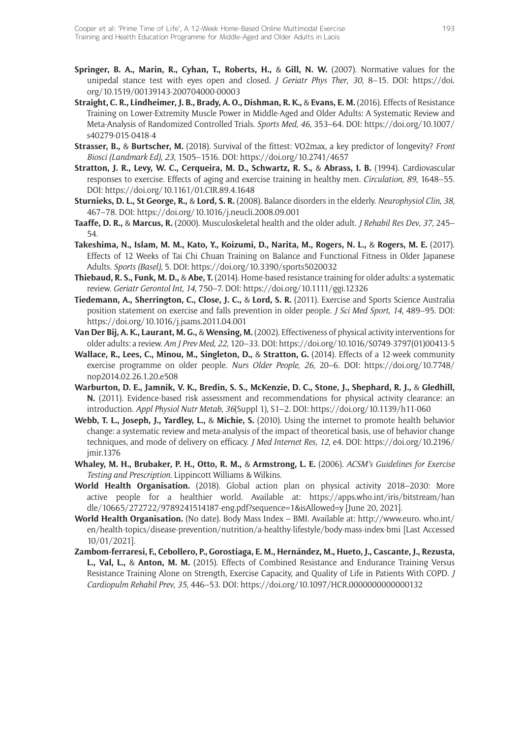**Springer, B. A., Marin, R., Cyhan, T., Roberts, H.,** & **Gill, N. W.** (2007). Normative values for the unipedal stance test with eyes open and closed. *J Geriatr Phys Ther*, *30*, 8–15. DOI: https://doi.org/10.1519/00139143-200704000-00003

**Straight, C. R., Lindheimer, J. B., Brady, A. O., Dishman, R. K.,** & **Evans, E. M.** (2016). Effects of Resistance Training on Lower-Extremity Muscle Power in Middle-Aged and Older Adults: A Systematic Review and Meta-Analysis of Randomized Controlled Trials. *Sports Med*, *46*, 353–64. DOI: https://doi.org/10.1007/s40279-015-0418-4

**Strasser, B.,** & **Burtscher, M.** (2018). Survival of the fittest: VO2max, a key predictor of longevity? *Front Biosci (Landmark Ed)*, *23*, 1505–1516. DOI: https://doi.org/10.2741/4657

**Stratton, J. R., Levy, W. C., Cerqueira, M. D., Schwartz, R. S.,** & **Abrass, I. B.** (1994). Cardiovascular responses to exercise. Effects of aging and exercise training in healthy men. *Circulation*, *89*, 1648–55. DOI: https://doi.org/10.1161/01.CIR.89.4.1648

**Sturnieks, D. L., St George, R.,** & **Lord, S. R.** (2008). Balance disorders in the elderly. *Neurophysiol Clin*, *38*, 467–78. DOI: https://doi.org/10.1016/j.neucli.2008.09.001

**Taaffe, D. R.,** & **Marcus, R.** (2000). Musculoskeletal health and the older adult. *J Rehabil Res Dev*, *37*, 245–54.

**Takeshima, N., Islam, M. M., Kato, Y., Koizumi, D., Narita, M., Rogers, N. L.,** & **Rogers, M. E.** (2017). Effects of 12 Weeks of Tai Chi Chuan Training on Balance and Functional Fitness in Older Japanese Adults. *Sports (Basel)*, 5. DOI: https://doi.org/10.3390/sports5020032

**Thiebaud, R. S., Funk, M. D.,** & **Abe, T.** (2014). Home-based resistance training for older adults: a systematic review. *Geriatr Gerontol Int*, *14*, 750–7. DOI: https://doi.org/10.1111/ggi.12326

**Tiedemann, A., Sherrington, C., Close, J. C.,** & **Lord, S. R.** (2011). Exercise and Sports Science Australia position statement on exercise and falls prevention in older people. *J Sci Med Sport*, *14*, 489–95. DOI: https://doi.org/10.1016/j.jsams.2011.04.001

**Van Der Bij, A. K., Laurant, M. G.,** & **Wensing, M.** (2002). Effectiveness of physical activity interventions for older adults: a review. *Am J Prev Med*, *22*, 120–33. DOI: https://doi.org/10.1016/S0749-3797(01)00413-5

**Wallace, R., Lees, C., Minou, M., Singleton, D.,** & **Stratton, G.** (2014). Effects of a 12-week community exercise programme on older people. *Nurs Older People*, *26*, 20–6. DOI: https://doi.org/10.7748/nop2014.02.26.1.20.e508

**Warburton, D. E., Jamnik, V. K., Bredin, S. S., McKenzie, D. C., Stone, J., Shephard, R. J.,** & **Gledhill, N.** (2011). Evidence-based risk assessment and recommendations for physical activity clearance: an introduction. *Appl Physiol Nutr Metab*, *36*(Suppl 1), S1–2. DOI: https://doi.org/10.1139/h11-060

**Webb, T. L., Joseph, J., Yardley, L.,** & **Michie, S.** (2010). Using the internet to promote health behavior change: a systematic review and meta-analysis of the impact of theoretical basis, use of behavior change techniques, and mode of delivery on efficacy. *J Med Internet Res*, *12*, e4. DOI: https://doi.org/10.2196/jmir.1376

**Whaley, M. H., Brubaker, P. H., Otto, R. M.,** & **Armstrong, L. E.** (2006). *ACSM's Guidelines for Exercise Testing and Prescription*. Lippincott Williams & Wilkins.

**World Health Organisation.** (2018). Global action plan on physical activity 2018–2030: More active people for a healthier world. Available at: https://apps.who.int/iris/bitstream/handle/10665/272722/9789241514187-eng.pdf?sequence=1&isAllowed=y [June 20, 2021].

**World Health Organisation.** (No date). Body Mass Index – BMI. Available at: http://www.euro.who.int/en/health-topics/disease-prevention/nutrition/a-healthy-lifestyle/body-mass-index-bmi [Last Accessed 10/01/2021].

**Zambom-ferraresi, F., Cebollero, P., Gorostiaga, E. M., Hernández, M., Hueto, J., Cascante, J., Rezusta, L., Val, L.,** & **Anton, M. M.** (2015). Effects of Combined Resistance and Endurance Training Versus Resistance Training Alone on Strength, Exercise Capacity, and Quality of Life in Patients With COPD. *J Cardiopulm Rehabil Prev*, *35*, 446–53. DOI: https://doi.org/10.1097/HCR.0000000000000132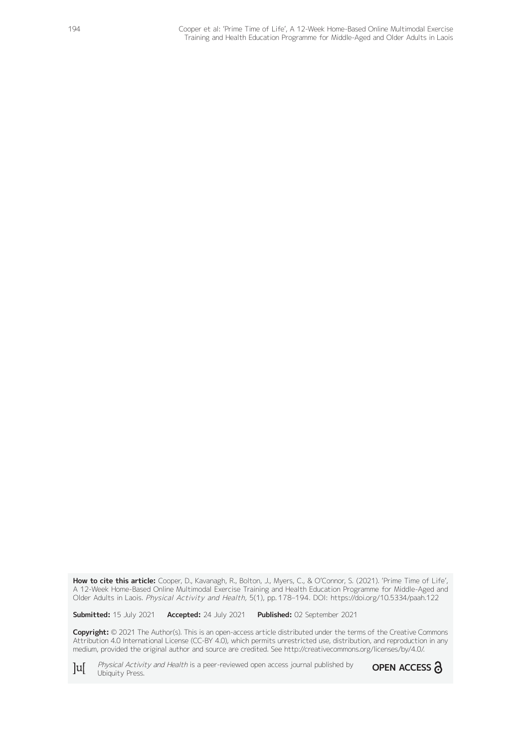**How to cite this article:** Cooper, D., Kavanagh, R., Bolton, J., Myers, C., & O'Connor, S. (2021). 'Prime Time of Life', A 12-Week Home-Based Online Multimodal Exercise Training and Health Education Programme for Middle-Aged and Older Adults in Laois. *Physical Activity and Health,* 5(1), pp. 178–194. DOI: https://doi.org/10.5334/paah.122

**Submitted:** 15 July 2021 **Accepted:** 24 July 2021 **Published:** 02 September 2021

**Copyright:** © 2021 The Author(s). This is an open-access article distributed under the terms of the Creative Commons Attribution 4.0 International License (CC-BY 4.0), which permits unrestricted use, distribution, and reproduction in any medium, provided the original author and source are credited. See http://creativecommons.org/licenses/by/4.0/.

*Physical Activity and Health* is a peer-reviewed open access journal published by Ubiquity Press.

**OPEN ACCESS**